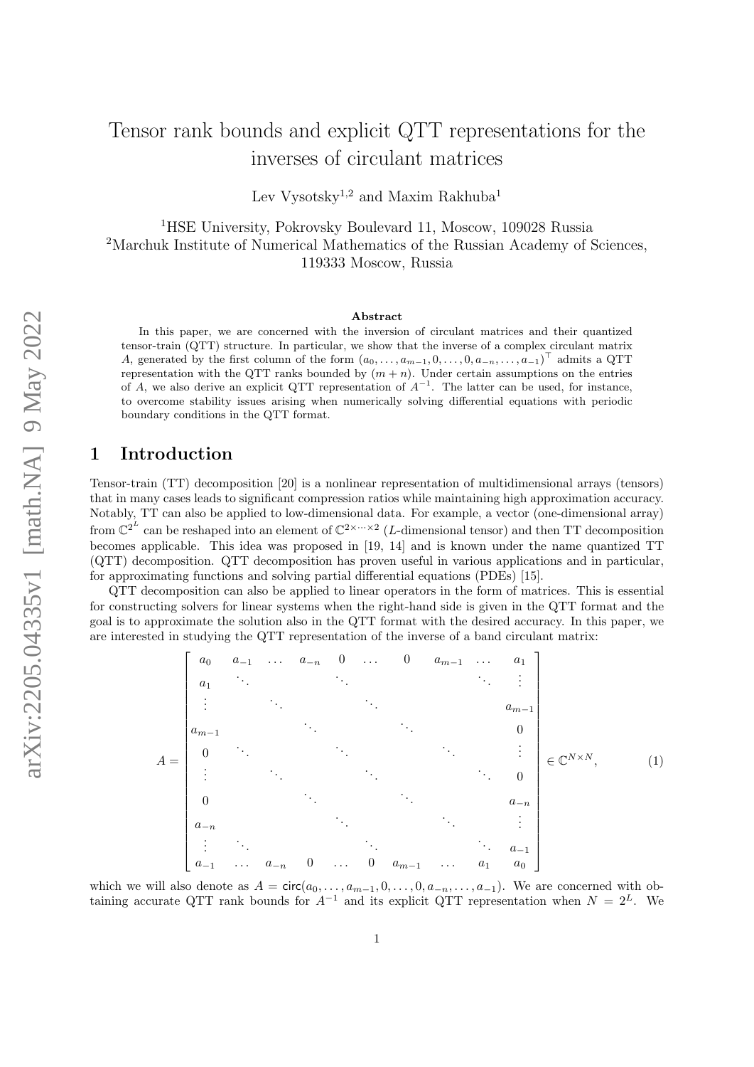# Tensor rank bounds and explicit QTT representations for the inverses of circulant matrices

Lev Vysotsky[1,2] and Maxim Rakhuba[1]

[1]HSE University, Pokrovsky Boulevard 11, Moscow, 109028 Russia
[2]Marchuk Institute of Numerical Mathematics of the Russian Academy of Sciences, 119333 Moscow, Russia

## Abstract

In this paper, we are concerned with the inversion of circulant matrices and their quantized tensor-train (QTT) structure. In particular, we show that the inverse of a complex circulant matrix $A$, generated by the first column of the form $(a_0, \dots, a_{m-1}, 0, \dots, 0, a_{-n}, \dots, a_{-1})^\top$ admits a QTT representation with the QTT ranks bounded by $(m + n)$. Under certain assumptions on the entries of $A$, we also derive an explicit QTT representation of $A^{-1}$. The latter can be used, for instance, to overcome stability issues arising when numerically solving differential equations with periodic boundary conditions in the QTT format.

## 1 Introduction

Tensor-train (TT) decomposition [20] is a nonlinear representation of multidimensional arrays (tensors) that in many cases leads to significant compression ratios while maintaining high approximation accuracy. Notably, TT can also be applied to low-dimensional data. For example, a vector (one-dimensional array) from $\mathbb{C}^{2^L}$ can be reshaped into an element of $\mathbb{C}^{2\times\cdots\times 2}$ ($L$-dimensional tensor) and then TT decomposition becomes applicable. This idea was proposed in [19, 14] and is known under the name quantized TT (QTT) decomposition. QTT decomposition has proven useful in various applications and in particular, for approximating functions and solving partial differential equations (PDEs) [15].

QTT decomposition can also be applied to linear operators in the form of matrices. This is essential for constructing solvers for linear systems when the right-hand side is given in the QTT format and the goal is to approximate the solution also in the QTT format with the desired accuracy. In this paper, we are interested in studying the QTT representation of the inverse of a band circulant matrix:

$$
A = \begin{bmatrix}
a_0 & a_{-1} & \dots & a_{-n} & 0 & \dots & 0 & a_{m-1} & \dots & a_1 \\
a_1 & \ddots & & & \ddots & & & & \ddots & \vdots \\
\vdots & & \ddots & & & \ddots & & & & a_{m-1} \\
a_{m-1} & & & \ddots & & & \ddots & & & 0 \\
0 & \ddots & & & \ddots & & & \ddots & & \vdots \\
\vdots & & \ddots & & & \ddots & & & \ddots & 0 \\
0 & & & \ddots & & & \ddots & & & a_{-n} \\
a_{-n} & & & & \ddots & & & \ddots & & \vdots \\
\vdots & \ddots & & & & \ddots & & & \ddots & a_{-1} \\
a_{-1} & \dots & a_{-n} & 0 & \dots & 0 & a_{m-1} & \dots & a_1 & a_0
\end{bmatrix} \in \mathbb{C}^{N\times N}, \tag{1}
$$

which we will also denote as $A = \mathsf{circ}(a_0, \dots, a_{m-1}, 0, \dots, 0, a_{-n}, \dots, a_{-1})$. We are concerned with obtaining accurate QTT rank bounds for $A^{-1}$ and its explicit QTT representation when $N = 2^L$. We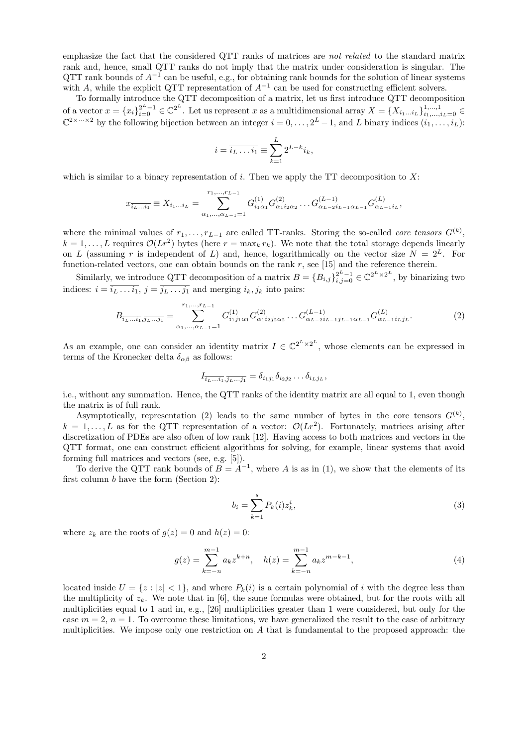emphasize the fact that the considered QTT ranks of matrices are *not related* to the standard matrix rank and, hence, small QTT ranks do not imply that the matrix under consideration is singular. The QTT rank bounds of $A^{-1}$ can be useful, e.g., for obtaining rank bounds for the solution of linear systems with $A$, while the explicit QTT representation of $A^{-1}$ can be used for constructing efficient solvers.

To formally introduce the QTT decomposition of a matrix, let us first introduce QTT decomposition of a vector $x = \{x_i\}_{i=0}^{2^L-1} \in \mathbb{C}^{2^L}$. Let us represent $x$ as a multidimensional array $X = \{X_{i_1 \dots i_L}\}_{i_1,\dots,i_L=0}^{1,\dots,1} \in \mathbb{C}^{2\times\dots\times 2}$ by the following bijection between an integer $i = 0,\dots,2^L-1$, and $L$ binary indices $(i_1,\dots,i_L)$:

$$i = \overline{i_L \dots i_1} \equiv \sum_{k=1}^{L} 2^{L-k} i_k,$$

which is similar to a binary representation of $i$. Then we apply the TT decomposition to $X$:

$$x_{\overline{i_L\dots i_1}} \equiv X_{i_1\dots i_L} = \sum_{\alpha_1,\dots,\alpha_{L-1}=1}^{r_1,\dots,r_{L-1}} G^{(1)}_{i_1\alpha_1} G^{(2)}_{\alpha_1 i_2 \alpha_2} \dots G^{(L-1)}_{\alpha_{L-2} i_{L-1} \alpha_{L-1}} G^{(L)}_{\alpha_{L-1} i_L},$$

where the minimal values of $r_1,\dots,r_{L-1}$ are called TT-ranks. Storing the so-called *core tensors* $G^{(k)}$, $k = 1,\dots,L$ requires $\mathcal{O}(Lr^2)$ bytes (here $r = \max_k r_k$). We note that the total storage depends linearly on $L$ (assuming $r$ is independent of $L$) and, hence, logarithmically on the vector size $N = 2^L$. For function-related vectors, one can obtain bounds on the rank $r$, see [15] and the reference therein.

Similarly, we introduce QTT decomposition of a matrix $B = \{B_{i,j}\}_{i,j=0}^{2^L-1} \in \mathbb{C}^{2^L\times 2^L}$, by binarizing two indices: $i = \overline{i_L \dots i_1}$, $j = \overline{j_L \dots j_1}$ and merging $i_k, j_k$ into pairs:

$$B_{\overline{i_L\dots i_1},\overline{j_L\dots j_1}} = \sum_{\alpha_1,\dots,\alpha_{L-1}=1}^{r_1,\dots,r_{L-1}} G^{(1)}_{i_1 j_1 \alpha_1} G^{(2)}_{\alpha_1 i_2 j_2 \alpha_2} \dots G^{(L-1)}_{\alpha_{L-2} i_{L-1} j_{L-1} \alpha_{L-1}} G^{(L)}_{\alpha_{L-1} i_L j_L}. \tag{2}$$

As an example, one can consider an identity matrix $I \in \mathbb{C}^{2^L\times 2^L}$, whose elements can be expressed in terms of the Kronecker delta $\delta_{\alpha\beta}$ as follows:

$$I_{\overline{i_L\dots i_1},\overline{j_L\dots j_1}} = \delta_{i_1 j_1}\delta_{i_2 j_2}\dots\delta_{i_L j_L},$$

i.e., without any summation. Hence, the QTT ranks of the identity matrix are all equal to 1, even though the matrix is of full rank.

Asymptotically, representation (2) leads to the same number of bytes in the core tensors $G^{(k)}$, $k = 1,\dots,L$ as for the QTT representation of a vector: $\mathcal{O}(Lr^2)$. Fortunately, matrices arising after discretization of PDEs are also often of low rank [12]. Having access to both matrices and vectors in the QTT format, one can construct efficient algorithms for solving, for example, linear systems that avoid forming full matrices and vectors (see, e.g. [5]).

To derive the QTT rank bounds of $B = A^{-1}$, where $A$ is as in (1), we show that the elements of its first column $b$ have the form (Section 2):

$$b_i = \sum_{k=1}^{s} P_k(i) z_k^i, \tag{3}$$

where $z_k$ are the roots of $g(z) = 0$ and $h(z) = 0$:

$$g(z) = \sum_{k=-n}^{m-1} a_k z^{k+n}, \quad h(z) = \sum_{k=-n}^{m-1} a_k z^{m-k-1}, \tag{4}$$

located inside $U = \{z : |z| < 1\}$, and where $P_k(i)$ is a certain polynomial of $i$ with the degree less than the multiplicity of $z_k$. We note that in [6], the same formulas were obtained, but for the roots with all multiplicities equal to 1 and in, e.g., [26] multiplicities greater than 1 were considered, but only for the case $m = 2$, $n = 1$. To overcome these limitations, we have generalized the result to the case of arbitrary multiplicities. We impose only one restriction on $A$ that is fundamental to the proposed approach: the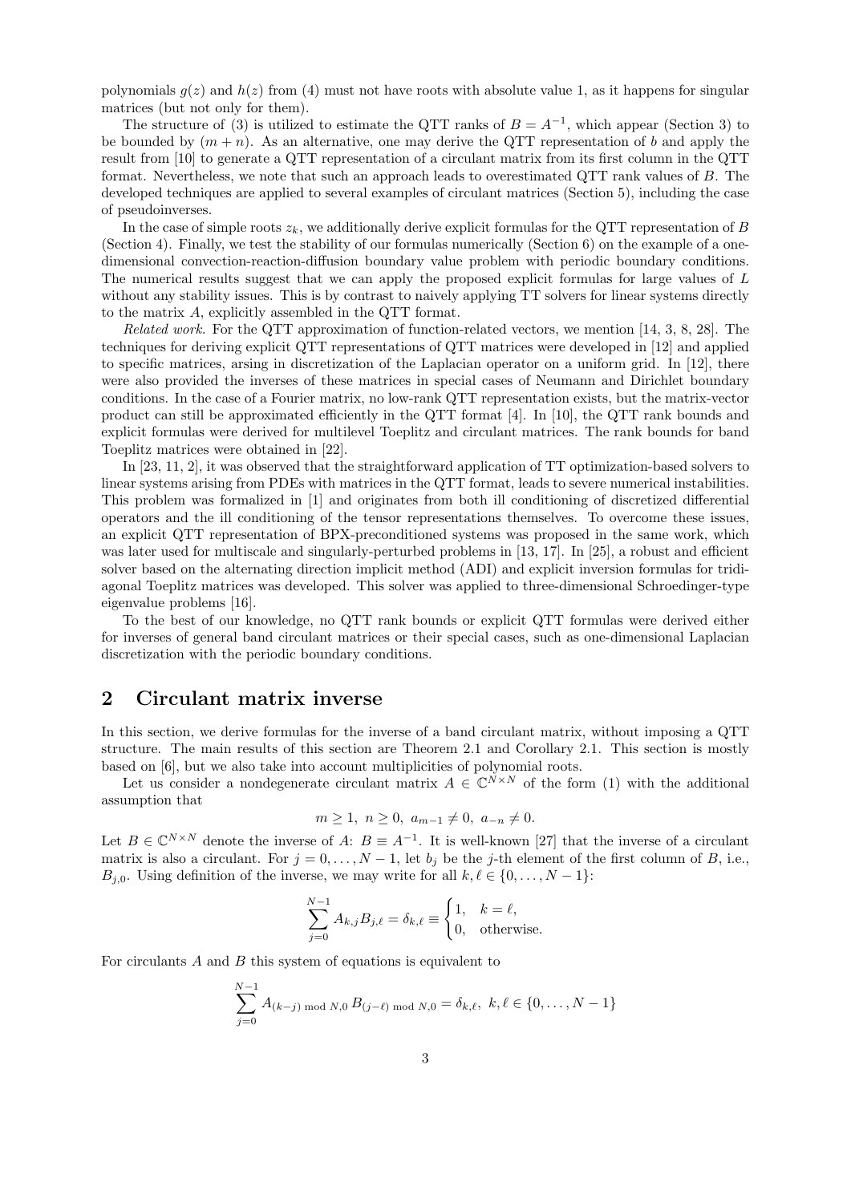polynomials $g(z)$ and $h(z)$ from (4) must not have roots with absolute value 1, as it happens for singular matrices (but not only for them).

The structure of (3) is utilized to estimate the QTT ranks of $B = A^{-1}$, which appear (Section 3) to be bounded by $(m + n)$. As an alternative, one may derive the QTT representation of $b$ and apply the result from [10] to generate a QTT representation of a circulant matrix from its first column in the QTT format. Nevertheless, we note that such an approach leads to overestimated QTT rank values of $B$. The developed techniques are applied to several examples of circulant matrices (Section 5), including the case of pseudoinverses.

In the case of simple roots $z_k$, we additionally derive explicit formulas for the QTT representation of $B$ (Section 4). Finally, we test the stability of our formulas numerically (Section 6) on the example of a one-dimensional convection-reaction-diffusion boundary value problem with periodic boundary conditions. The numerical results suggest that we can apply the proposed explicit formulas for large values of $L$ without any stability issues. This is by contrast to naively applying TT solvers for linear systems directly to the matrix $A$, explicitly assembled in the QTT format.

*Related work.* For the QTT approximation of function-related vectors, we mention [14, 3, 8, 28]. The techniques for deriving explicit QTT representations of QTT matrices were developed in [12] and applied to specific matrices, arsing in discretization of the Laplacian operator on a uniform grid. In [12], there were also provided the inverses of these matrices in special cases of Neumann and Dirichlet boundary conditions. In the case of a Fourier matrix, no low-rank QTT representation exists, but the matrix-vector product can still be approximated efficiently in the QTT format [4]. In [10], the QTT rank bounds and explicit formulas were derived for multilevel Toeplitz and circulant matrices. The rank bounds for band Toeplitz matrices were obtained in [22].

In [23, 11, 2], it was observed that the straightforward application of TT optimization-based solvers to linear systems arising from PDEs with matrices in the QTT format, leads to severe numerical instabilities. This problem was formalized in [1] and originates from both ill conditioning of discretized differential operators and the ill conditioning of the tensor representations themselves. To overcome these issues, an explicit QTT representation of BPX-preconditioned systems was proposed in the same work, which was later used for multiscale and singularly-perturbed problems in [13, 17]. In [25], a robust and efficient solver based on the alternating direction implicit method (ADI) and explicit inversion formulas for tridiagonal Toeplitz matrices was developed. This solver was applied to three-dimensional Schroedinger-type eigenvalue problems [16].

To the best of our knowledge, no QTT rank bounds or explicit QTT formulas were derived either for inverses of general band circulant matrices or their special cases, such as one-dimensional Laplacian discretization with the periodic boundary conditions.

## 2 Circulant matrix inverse

In this section, we derive formulas for the inverse of a band circulant matrix, without imposing a QTT structure. The main results of this section are Theorem 2.1 and Corollary 2.1. This section is mostly based on [6], but we also take into account multiplicities of polynomial roots.

Let us consider a nondegenerate circulant matrix $A \in \mathbb{C}^{N \times N}$ of the form (1) with the additional assumption that

$$m \geq 1,\ n \geq 0,\ a_{m-1} \neq 0,\ a_{-n} \neq 0.$$

Let $B \in \mathbb{C}^{N \times N}$ denote the inverse of $A$: $B \equiv A^{-1}$. It is well-known [27] that the inverse of a circulant matrix is also a circulant. For $j = 0, \ldots, N-1$, let $b_j$ be the $j$-th element of the first column of $B$, i.e., $B_{j,0}$. Using definition of the inverse, we may write for all $k, \ell \in \{0, \ldots, N-1\}$:

$$\sum_{j=0}^{N-1} A_{k,j} B_{j,\ell} = \delta_{k,\ell} \equiv \begin{cases} 1, & k = \ell, \\ 0, & \text{otherwise.} \end{cases}$$

For circulants $A$ and $B$ this system of equations is equivalent to

$$\sum_{j=0}^{N-1} A_{(k-j) \bmod N, 0}\, B_{(j-\ell) \bmod N, 0} = \delta_{k,\ell},\ \ k, \ell \in \{0, \ldots, N-1\}$$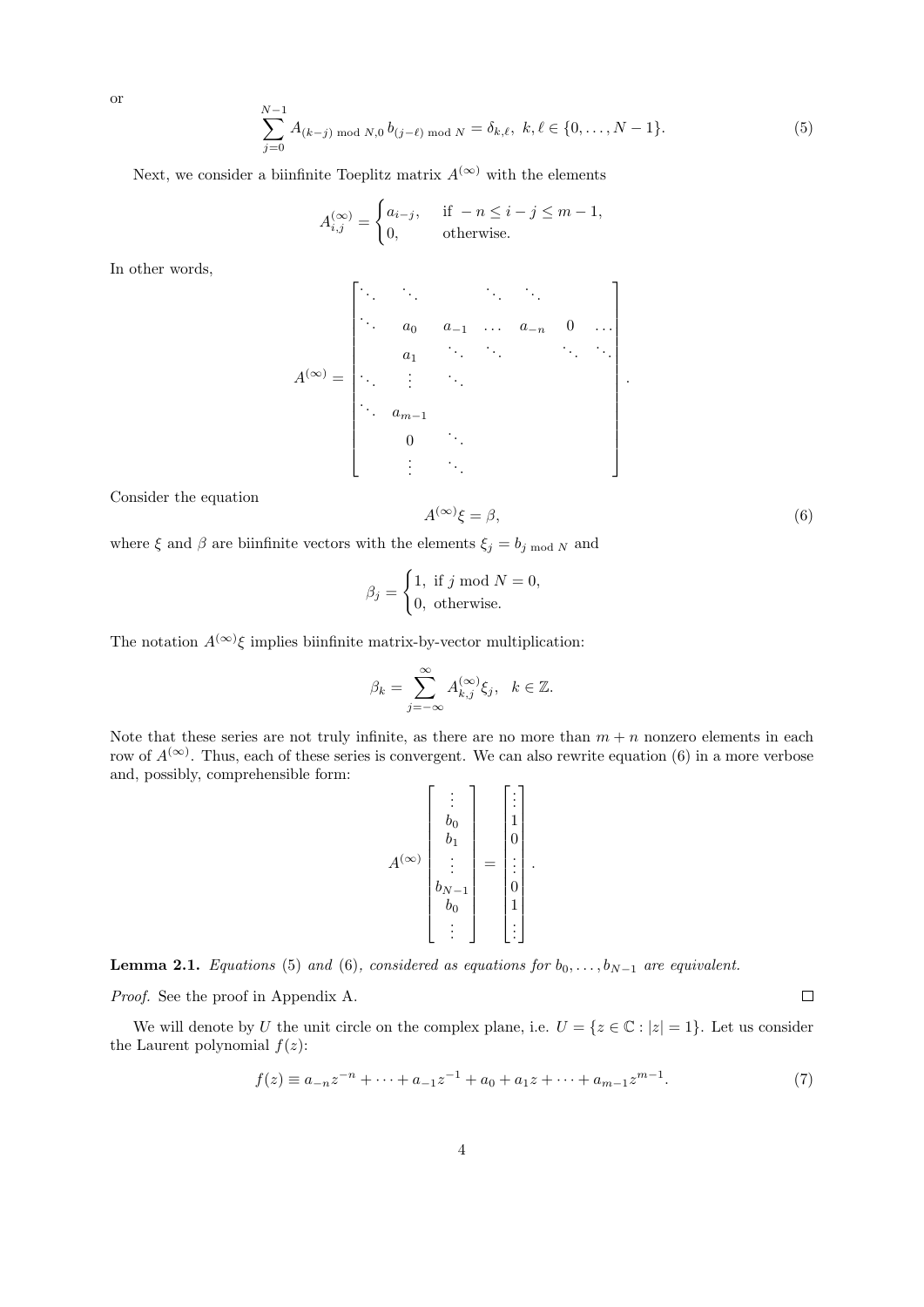or

$$\sum_{j=0}^{N-1} A_{(k-j) \bmod N, 0}\, b_{(j-\ell) \bmod N} = \delta_{k,\ell},\ k, \ell \in \{0, \dots, N-1\}. \tag{5}$$

Next, we consider a biinfinite Toeplitz matrix $A^{(\infty)}$ with the elements

$$A^{(\infty)}_{i,j} = \begin{cases} a_{i-j}, & \text{if } -n \le i-j \le m-1, \\ 0, & \text{otherwise.} \end{cases}$$

In other words,

$$A^{(\infty)} = \begin{bmatrix} \ddots & \ddots & & \ddots & \ddots & & \\ \ddots & a_0 & a_{-1} & \dots & a_{-n} & 0 & \dots \\ & a_1 & \ddots & \ddots & & \ddots & \ddots \\ \ddots & \vdots & \ddots & & & & \\ \ddots & a_{m-1} & & & & & \\ & 0 & \ddots & & & & \\ & \vdots & \ddots & & & & \end{bmatrix}.$$

Consider the equation

$$A^{(\infty)} \xi = \beta, \tag{6}$$

where $\xi$ and $\beta$ are biinfinite vectors with the elements $\xi_j = b_{j \bmod N}$ and

$$\beta_j = \begin{cases} 1, & \text{if } j \bmod N = 0, \\ 0, & \text{otherwise.} \end{cases}$$

The notation $A^{(\infty)}\xi$ implies biinfinite matrix-by-vector multiplication:

$$\beta_k = \sum_{j=-\infty}^{\infty} A^{(\infty)}_{k,j} \xi_j, \quad k \in \mathbb{Z}.$$

Note that these series are not truly infinite, as there are no more than $m+n$ nonzero elements in each row of $A^{(\infty)}$. Thus, each of these series is convergent. We can also rewrite equation (6) in a more verbose and, possibly, comprehensible form:

$$A^{(\infty)} \begin{bmatrix} \vdots \\ b_0 \\ b_1 \\ \vdots \\ b_{N-1} \\ b_0 \\ \vdots \end{bmatrix} = \begin{bmatrix} \vdots \\ 1 \\ 0 \\ \vdots \\ 0 \\ 1 \\ \vdots \end{bmatrix}.$$

**Lemma 2.1.** *Equations* (5) *and* (6)*, considered as equations for $b_0, \dots, b_{N-1}$ are equivalent.*

*Proof.* See the proof in Appendix A. $\square$

We will denote by $U$ the unit circle on the complex plane, i.e. $U = \{z \in \mathbb{C} : |z| = 1\}$. Let us consider the Laurent polynomial $f(z)$:

$$f(z) \equiv a_{-n} z^{-n} + \dots + a_{-1} z^{-1} + a_0 + a_1 z + \dots + a_{m-1} z^{m-1}. \tag{7}$$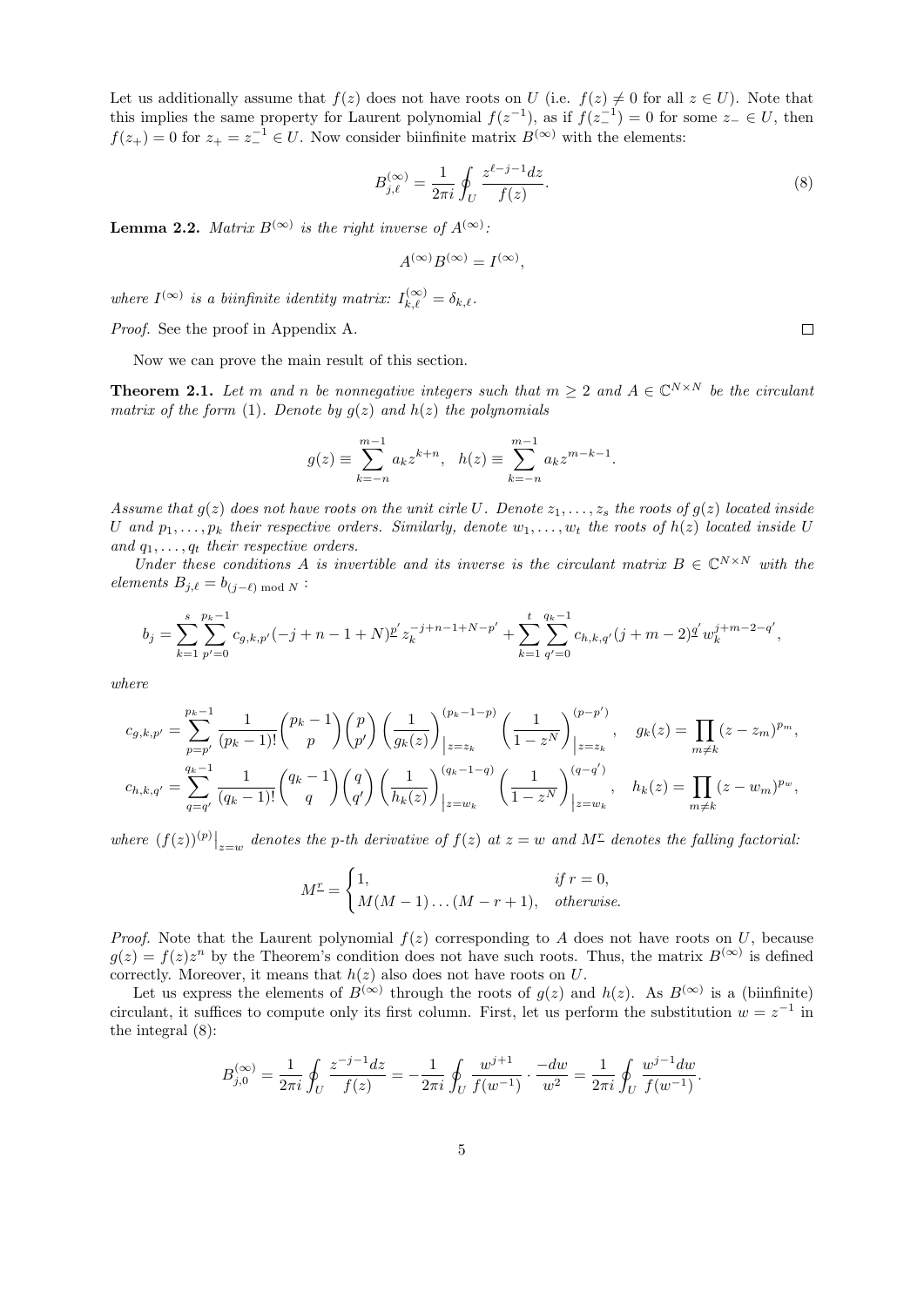Let us additionally assume that $f(z)$ does not have roots on $U$ (i.e. $f(z) \neq 0$ for all $z \in U$). Note that this implies the same property for Laurent polynomial $f(z^{-1})$, as if $f(z_-^{-1}) = 0$ for some $z_- \in U$, then $f(z_+) = 0$ for $z_+ = z_-^{-1} \in U$. Now consider biinfinite matrix $B^{(\infty)}$ with the elements:

$$B^{(\infty)}_{j,\ell} = \frac{1}{2\pi i} \oint_U \frac{z^{\ell-j-1} dz}{f(z)}. \tag{8}$$

**Lemma 2.2.** *Matrix $B^{(\infty)}$ is the right inverse of $A^{(\infty)}$:*

$$A^{(\infty)} B^{(\infty)} = I^{(\infty)},$$

*where $I^{(\infty)}$ is a biinfinite identity matrix: $I^{(\infty)}_{k,\ell} = \delta_{k,\ell}$.*

*Proof.* See the proof in Appendix A. □

Now we can prove the main result of this section.

**Theorem 2.1.** *Let $m$ and $n$ be nonnegative integers such that $m \geq 2$ and $A \in \mathbb{C}^{N\times N}$ be the circulant matrix of the form (1). Denote by $g(z)$ and $h(z)$ the polynomials*

$$g(z) \equiv \sum_{k=-n}^{m-1} a_k z^{k+n}, \quad h(z) \equiv \sum_{k=-n}^{m-1} a_k z^{m-k-1}.$$

*Assume that $g(z)$ does not have roots on the unit cirle $U$. Denote $z_1, \ldots, z_s$ the roots of $g(z)$ located inside $U$ and $p_1, \ldots, p_k$ their respective orders. Similarly, denote $w_1, \ldots, w_t$ the roots of $h(z)$ located inside $U$ and $q_1, \ldots, q_t$ their respective orders.*

*Under these conditions $A$ is invertible and its inverse is the circulant matrix $B \in \mathbb{C}^{N\times N}$ with the elements $B_{j,\ell} = b_{(j-\ell) \bmod N}$ :*

$$b_j = \sum_{k=1}^{s} \sum_{p'=0}^{p_k-1} c_{g,k,p'} (-j+n-1+N)^{\underline{p'}} z_k^{-j+n-1+N-p'} + \sum_{k=1}^{t} \sum_{q'=0}^{q_k-1} c_{h,k,q'} (j+m-2)^{\underline{q'}} w_k^{j+m-2-q'},$$

*where*

$$c_{g,k,p'} = \sum_{p=p'}^{p_k-1} \frac{1}{(p_k-1)!} \binom{p_k-1}{p} \binom{p}{p'} \left(\frac{1}{g_k(z)}\right)^{(p_k-1-p)}\Big|_{z=z_k} \left(\frac{1}{1-z^N}\right)^{(p-p')}\Big|_{z=z_k}, \quad g_k(z) = \prod_{m\neq k} (z-z_m)^{p_m},$$

$$c_{h,k,q'} = \sum_{q=q'}^{q_k-1} \frac{1}{(q_k-1)!} \binom{q_k-1}{q} \binom{q}{q'} \left(\frac{1}{h_k(z)}\right)^{(q_k-1-q)}\Big|_{z=w_k} \left(\frac{1}{1-z^N}\right)^{(q-q')}\Big|_{z=w_k}, \quad h_k(z) = \prod_{m\neq k} (z-w_m)^{p_w},$$

*where $(f(z))^{(p)}\big|_{z=w}$ denotes the $p$-th derivative of $f(z)$ at $z = w$ and $M^{\underline{r}}$ denotes the falling factorial:*

$$M^{\underline{r}} = \begin{cases} 1, & \text{if } r = 0, \\ M(M-1)\ldots(M-r+1), & \text{otherwise.} \end{cases}$$

*Proof.* Note that the Laurent polynomial $f(z)$ corresponding to $A$ does not have roots on $U$, because $g(z) = f(z)z^n$ by the Theorem's condition does not have such roots. Thus, the matrix $B^{(\infty)}$ is defined correctly. Moreover, it means that $h(z)$ also does not have roots on $U$.

Let us express the elements of $B^{(\infty)}$ through the roots of $g(z)$ and $h(z)$. As $B^{(\infty)}$ is a (biinfinite) circulant, it suffices to compute only its first column. First, let us perform the substitution $w = z^{-1}$ in the integral (8):

$$B^{(\infty)}_{j,0} = \frac{1}{2\pi i} \oint_U \frac{z^{-j-1} dz}{f(z)} = -\frac{1}{2\pi i} \oint_U \frac{w^{j+1}}{f(w^{-1})} \cdot \frac{-dw}{w^2} = \frac{1}{2\pi i} \oint_U \frac{w^{j-1} dw}{f(w^{-1})}.$$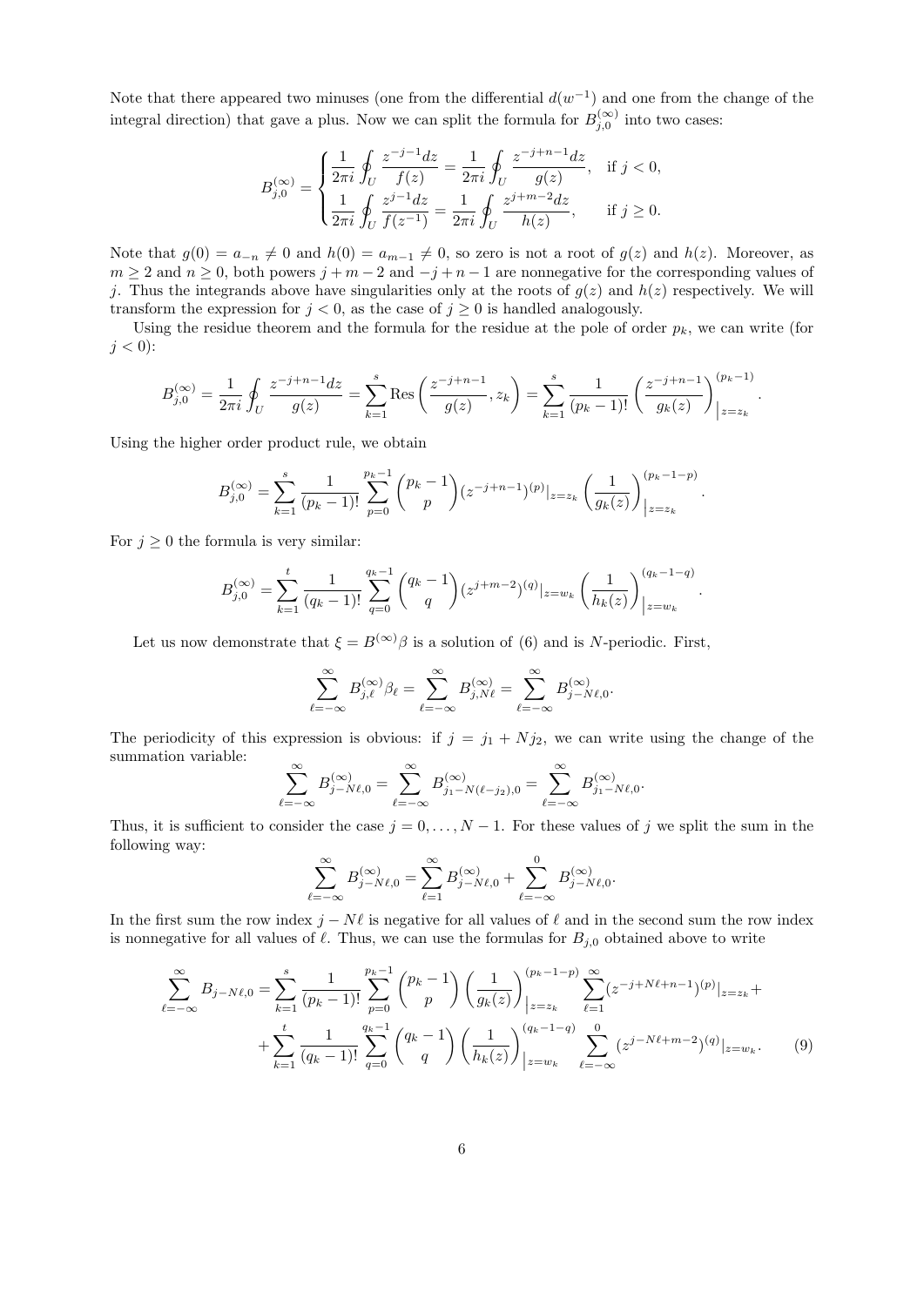Note that there appeared two minuses (one from the differential $d(w^{-1})$ and one from the change of the integral direction) that gave a plus. Now we can split the formula for $B^{(\infty)}_{j,0}$ into two cases:

$$B^{(\infty)}_{j,0} = \begin{cases} \dfrac{1}{2\pi i}\displaystyle\oint_U \dfrac{z^{-j-1}dz}{f(z)} = \dfrac{1}{2\pi i}\displaystyle\oint_U \dfrac{z^{-j+n-1}dz}{g(z)}, & \text{if } j < 0, \\ \dfrac{1}{2\pi i}\displaystyle\oint_U \dfrac{z^{j-1}dz}{f(z^{-1})} = \dfrac{1}{2\pi i}\displaystyle\oint_U \dfrac{z^{j+m-2}dz}{h(z)}, & \text{if } j \geq 0. \end{cases}$$

Note that $g(0) = a_{-n} \neq 0$ and $h(0) = a_{m-1} \neq 0$, so zero is not a root of $g(z)$ and $h(z)$. Moreover, as $m \geq 2$ and $n \geq 0$, both powers $j+m-2$ and $-j+n-1$ are nonnegative for the corresponding values of $j$. Thus the integrands above have singularities only at the roots of $g(z)$ and $h(z)$ respectively. We will transform the expression for $j < 0$, as the case of $j \geq 0$ is handled analogously.

Using the residue theorem and the formula for the residue at the pole of order $p_k$, we can write (for $j < 0$):

$$B^{(\infty)}_{j,0} = \frac{1}{2\pi i}\oint_U \frac{z^{-j+n-1}dz}{g(z)} = \sum_{k=1}^{s} \mathrm{Res}\left(\frac{z^{-j+n-1}}{g(z)}, z_k\right) = \sum_{k=1}^{s} \frac{1}{(p_k-1)!}\left(\frac{z^{-j+n-1}}{g_k(z)}\right)^{(p_k-1)}_{\big|z=z_k}.$$

Using the higher order product rule, we obtain

$$B^{(\infty)}_{j,0} = \sum_{k=1}^{s} \frac{1}{(p_k-1)!}\sum_{p=0}^{p_k-1}\binom{p_k-1}{p}(z^{-j+n-1})^{(p)}|_{z=z_k}\left(\frac{1}{g_k(z)}\right)^{(p_k-1-p)}_{\big|z=z_k}.$$

For $j \geq 0$ the formula is very similar:

$$B^{(\infty)}_{j,0} = \sum_{k=1}^{t} \frac{1}{(q_k-1)!}\sum_{q=0}^{q_k-1}\binom{q_k-1}{q}(z^{j+m-2})^{(q)}|_{z=w_k}\left(\frac{1}{h_k(z)}\right)^{(q_k-1-q)}_{\big|z=w_k}.$$

Let us now demonstrate that $\xi = B^{(\infty)}\beta$ is a solution of (6) and is $N$-periodic. First,

$$\sum_{\ell=-\infty}^{\infty} B^{(\infty)}_{j,\ell}\beta_\ell = \sum_{\ell=-\infty}^{\infty} B^{(\infty)}_{j,N\ell} = \sum_{\ell=-\infty}^{\infty} B^{(\infty)}_{j-N\ell,0}.$$

The periodicity of this expression is obvious: if $j = j_1 + Nj_2$, we can write using the change of the summation variable:

$$\sum_{\ell=-\infty}^{\infty} B^{(\infty)}_{j-N\ell,0} = \sum_{\ell=-\infty}^{\infty} B^{(\infty)}_{j_1-N(\ell-j_2),0} = \sum_{\ell=-\infty}^{\infty} B^{(\infty)}_{j_1-N\ell,0}.$$

Thus, it is sufficient to consider the case $j = 0,\ldots,N-1$. For these values of $j$ we split the sum in the following way:

$$\sum_{\ell=-\infty}^{\infty} B^{(\infty)}_{j-N\ell,0} = \sum_{\ell=1}^{\infty} B^{(\infty)}_{j-N\ell,0} + \sum_{\ell=-\infty}^{0} B^{(\infty)}_{j-N\ell,0}.$$

In the first sum the row index $j - N\ell$ is negative for all values of $\ell$ and in the second sum the row index is nonnegative for all values of $\ell$. Thus, we can use the formulas for $B_{j,0}$ obtained above to write

$$\begin{aligned}\sum_{\ell=-\infty}^{\infty} B_{j-N\ell,0} &= \sum_{k=1}^{s}\frac{1}{(p_k-1)!}\sum_{p=0}^{p_k-1}\binom{p_k-1}{p}\left(\frac{1}{g_k(z)}\right)^{(p_k-1-p)}_{\big|z=z_k}\sum_{\ell=1}^{\infty}(z^{-j+N\ell+n-1})^{(p)}|_{z=z_k} + \\ &+ \sum_{k=1}^{t}\frac{1}{(q_k-1)!}\sum_{q=0}^{q_k-1}\binom{q_k-1}{q}\left(\frac{1}{h_k(z)}\right)^{(q_k-1-q)}_{\big|z=w_k}\sum_{\ell=-\infty}^{0}(z^{j-N\ell+m-2})^{(q)}|_{z=w_k}. \end{aligned} \tag{9}$$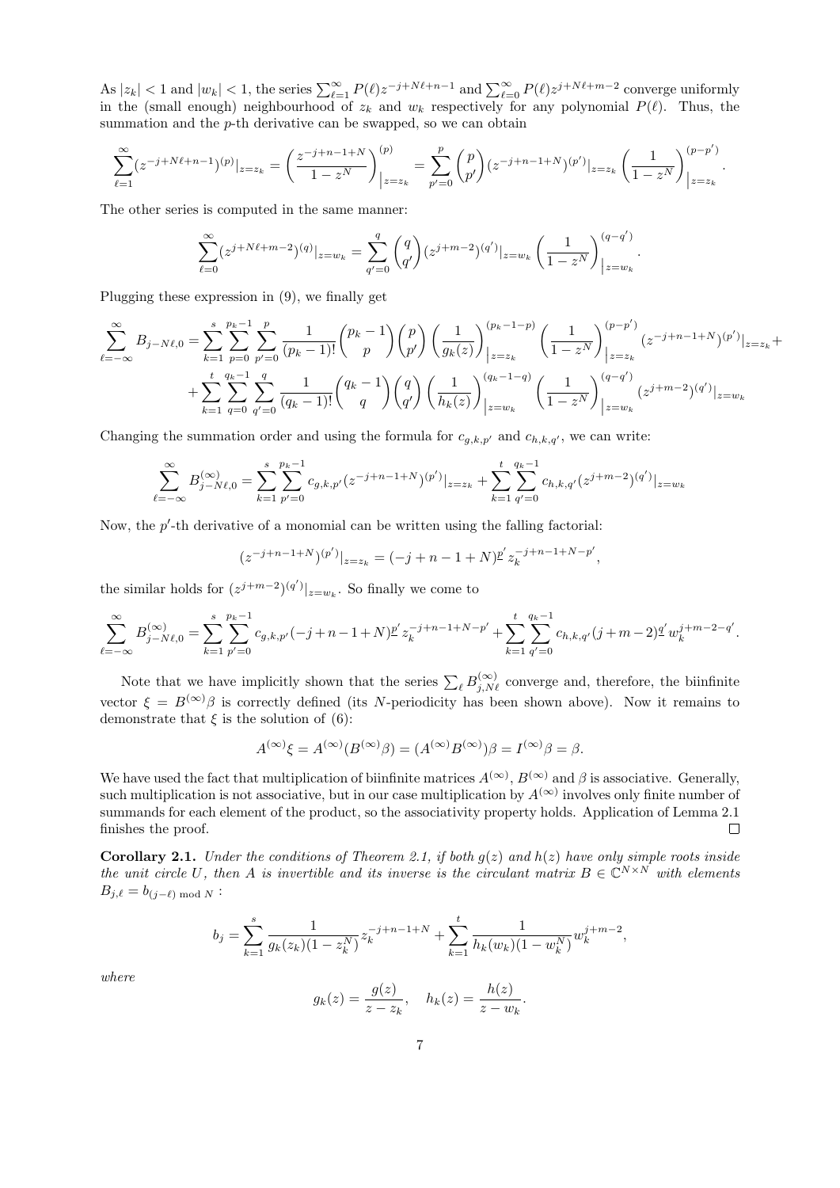As $|z_k| < 1$ and $|w_k| < 1$, the series $\sum_{\ell=1}^{\infty} P(\ell) z^{-j+N\ell+n-1}$ and $\sum_{\ell=0}^{\infty} P(\ell) z^{j+N\ell+m-2}$ converge uniformly in the (small enough) neighbourhood of $z_k$ and $w_k$ respectively for any polynomial $P(\ell)$. Thus, the summation and the $p$-th derivative can be swapped, so we can obtain

$$\sum_{\ell=1}^{\infty} (z^{-j+N\ell+n-1})^{(p)}|_{z=z_k} = \left(\frac{z^{-j+n-1+N}}{1-z^N}\right)^{(p)}\Bigg|_{z=z_k} = \sum_{p'=0}^{p} \binom{p}{p'} (z^{-j+n-1+N})^{(p')}|_{z=z_k} \left(\frac{1}{1-z^N}\right)^{(p-p')}\Bigg|_{z=z_k}.$$

The other series is computed in the same manner:

$$\sum_{\ell=0}^{\infty} (z^{j+N\ell+m-2})^{(q)}|_{z=w_k} = \sum_{q'=0}^{q} \binom{q}{q'} (z^{j+m-2})^{(q')}|_{z=w_k} \left(\frac{1}{1-z^N}\right)^{(q-q')}\Bigg|_{z=w_k}.$$

Plugging these expression in (9), we finally get

$$\begin{aligned}\sum_{\ell=-\infty}^{\infty} B_{j-N\ell,0} = &\sum_{k=1}^{s} \sum_{p=0}^{p_k-1} \sum_{p'=0}^{p} \frac{1}{(p_k-1)!} \binom{p_k-1}{p} \binom{p}{p'} \left(\frac{1}{g_k(z)}\right)^{(p_k-1-p)}\Bigg|_{z=z_k} \left(\frac{1}{1-z^N}\right)^{(p-p')}\Bigg|_{z=z_k} (z^{-j+n-1+N})^{(p')}|_{z=z_k} + \\ &+ \sum_{k=1}^{t} \sum_{q=0}^{q_k-1} \sum_{q'=0}^{q} \frac{1}{(q_k-1)!} \binom{q_k-1}{q} \binom{q}{q'} \left(\frac{1}{h_k(z)}\right)^{(q_k-1-q)}\Bigg|_{z=w_k} \left(\frac{1}{1-z^N}\right)^{(q-q')}\Bigg|_{z=w_k} (z^{j+m-2})^{(q')}|_{z=w_k}\end{aligned}$$

Changing the summation order and using the formula for $c_{g,k,p'}$ and $c_{h,k,q'}$, we can write:

$$\sum_{\ell=-\infty}^{\infty} B^{(\infty)}_{j-N\ell,0} = \sum_{k=1}^{s} \sum_{p'=0}^{p_k-1} c_{g,k,p'} (z^{-j+n-1+N})^{(p')}|_{z=z_k} + \sum_{k=1}^{t} \sum_{q'=0}^{q_k-1} c_{h,k,q'} (z^{j+m-2})^{(q')}|_{z=w_k}$$

Now, the $p'$-th derivative of a monomial can be written using the falling factorial:

$$(z^{-j+n-1+N})^{(p')}|_{z=z_k} = (-j+n-1+N)^{\underline{p'}} z_k^{-j+n-1+N-p'},$$

the similar holds for $(z^{j+m-2})^{(q')}|_{z=w_k}$. So finally we come to

$$\sum_{\ell=-\infty}^{\infty} B^{(\infty)}_{j-N\ell,0} = \sum_{k=1}^{s} \sum_{p'=0}^{p_k-1} c_{g,k,p'} (-j+n-1+N)^{\underline{p'}} z_k^{-j+n-1+N-p'} + \sum_{k=1}^{t} \sum_{q'=0}^{q_k-1} c_{h,k,q'} (j+m-2)^{\underline{q'}} w_k^{j+m-2-q'}.$$

Note that we have implicitly shown that the series $\sum_\ell B^{(\infty)}_{j,N\ell}$ converge and, therefore, the biinfinite vector $\xi = B^{(\infty)}\beta$ is correctly defined (its $N$-periodicity has been shown above). Now it remains to demonstrate that $\xi$ is the solution of (6):

$$A^{(\infty)}\xi = A^{(\infty)}(B^{(\infty)}\beta) = (A^{(\infty)}B^{(\infty)})\beta = I^{(\infty)}\beta = \beta.$$

We have used the fact that multiplication of biinfinite matrices $A^{(\infty)}$, $B^{(\infty)}$ and $\beta$ is associative. Generally, such multiplication is not associative, but in our case multiplication by $A^{(\infty)}$ involves only finite number of summands for each element of the product, so the associativity property holds. Application of Lemma 2.1 finishes the proof. □

**Corollary 2.1.** *Under the conditions of Theorem 2.1, if both $g(z)$ and $h(z)$ have only simple roots inside the unit circle $U$, then $A$ is invertible and its inverse is the circulant matrix $B \in \mathbb{C}^{N\times N}$ with elements $B_{j,\ell} = b_{(j-\ell) \bmod N}$ :*

$$b_j = \sum_{k=1}^{s} \frac{1}{g_k(z_k)(1-z_k^N)} z_k^{-j+n-1+N} + \sum_{k=1}^{t} \frac{1}{h_k(w_k)(1-w_k^N)} w_k^{j+m-2},$$

*where*

$$g_k(z) = \frac{g(z)}{z-z_k}, \quad h_k(z) = \frac{h(z)}{z-w_k}.$$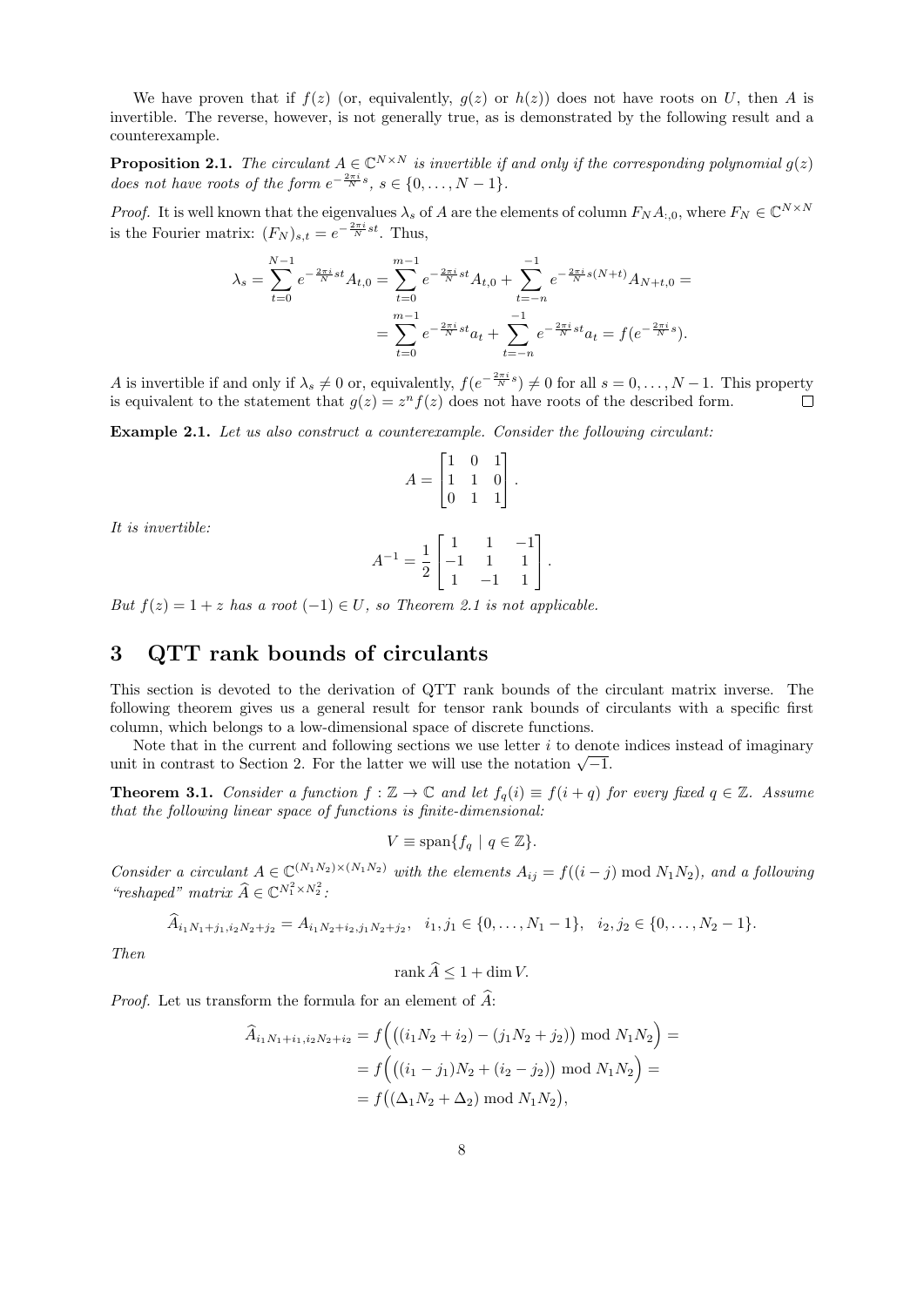We have proven that if $f(z)$ (or, equivalently, $g(z)$ or $h(z)$) does not have roots on $U$, then $A$ is invertible. The reverse, however, is not generally true, as is demonstrated by the following result and a counterexample.

**Proposition 2.1.** *The circulant $A \in \mathbb{C}^{N\times N}$ is invertible if and only if the corresponding polynomial $g(z)$ does not have roots of the form $e^{-\frac{2\pi i}{N}s}$, $s \in \{0,\dots,N-1\}$.*

*Proof.* It is well known that the eigenvalues $\lambda_s$ of $A$ are the elements of column $F_N A_{:,0}$, where $F_N \in \mathbb{C}^{N\times N}$ is the Fourier matrix: $(F_N)_{s,t} = e^{-\frac{2\pi i}{N}st}$. Thus,

$$\lambda_s = \sum_{t=0}^{N-1} e^{-\frac{2\pi i}{N}st} A_{t,0} = \sum_{t=0}^{m-1} e^{-\frac{2\pi i}{N}st} A_{t,0} + \sum_{t=-n}^{-1} e^{-\frac{2\pi i}{N}s(N+t)} A_{N+t,0} =$$
$$= \sum_{t=0}^{m-1} e^{-\frac{2\pi i}{N}st} a_t + \sum_{t=-n}^{-1} e^{-\frac{2\pi i}{N}st} a_t = f(e^{-\frac{2\pi i}{N}s}).$$

$A$ is invertible if and only if $\lambda_s \neq 0$ or, equivalently, $f(e^{-\frac{2\pi i}{N}s}) \neq 0$ for all $s = 0,\dots,N-1$. This property is equivalent to the statement that $g(z) = z^n f(z)$ does not have roots of the described form. □

**Example 2.1.** *Let us also construct a counterexample. Consider the following circulant:*

$$A = \begin{bmatrix} 1 & 0 & 1 \\ 1 & 1 & 0 \\ 0 & 1 & 1 \end{bmatrix}.$$

*It is invertible:*

$$A^{-1} = \frac{1}{2}\begin{bmatrix} 1 & 1 & -1 \\ -1 & 1 & 1 \\ 1 & -1 & 1 \end{bmatrix}.$$

*But $f(z) = 1 + z$ has a root $(-1) \in U$, so Theorem 2.1 is not applicable.*

# 3 QTT rank bounds of circulants

This section is devoted to the derivation of QTT rank bounds of the circulant matrix inverse. The following theorem gives us a general result for tensor rank bounds of circulants with a specific first column, which belongs to a low-dimensional space of discrete functions.

Note that in the current and following sections we use letter $i$ to denote indices instead of imaginary unit in contrast to Section 2. For the latter we will use the notation $\sqrt{-1}$.

**Theorem 3.1.** *Consider a function $f : \mathbb{Z} \to \mathbb{C}$ and let $f_q(i) \equiv f(i+q)$ for every fixed $q \in \mathbb{Z}$. Assume that the following linear space of functions is finite-dimensional:*

$$V \equiv \operatorname{span}\{f_q \mid q \in \mathbb{Z}\}.$$

*Consider a circulant $A \in \mathbb{C}^{(N_1N_2)\times(N_1N_2)}$ with the elements $A_{ij} = f((i-j) \bmod N_1N_2)$, and a following "reshaped" matrix $\widehat{A} \in \mathbb{C}^{N_1^2\times N_2^2}$:*

$$\widehat{A}_{i_1N_1+j_1, i_2N_2+j_2} = A_{i_1N_2+i_2, j_1N_2+j_2}, \quad i_1, j_1 \in \{0,\dots,N_1-1\}, \quad i_2, j_2 \in \{0,\dots,N_2-1\}.$$

*Then*

$$\operatorname{rank} \widehat{A} \leq 1 + \dim V.$$

*Proof.* Let us transform the formula for an element of $\widehat{A}$:

$$\widehat{A}_{i_1N_1+i_1, i_2N_2+i_2} = f\Big(\big((i_1N_2+i_2) - (j_1N_2+j_2)\big) \bmod N_1N_2\Big) =$$
$$= f\Big(\big((i_1-j_1)N_2 + (i_2-j_2)\big) \bmod N_1N_2\Big) =$$
$$= f\big((\Delta_1N_2 + \Delta_2) \bmod N_1N_2\big),$$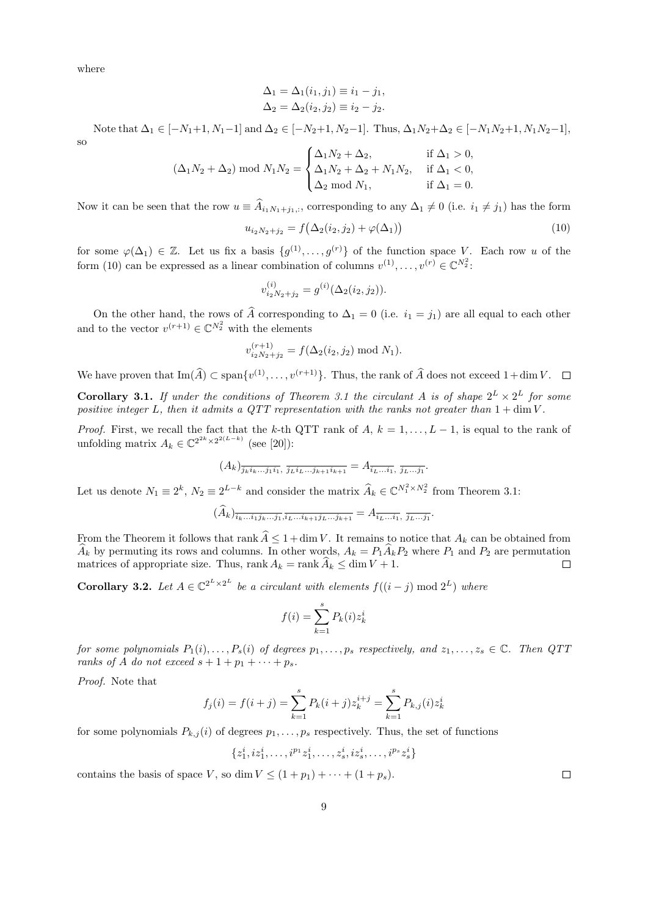where

$$\Delta_1 = \Delta_1(i_1, j_1) \equiv i_1 - j_1,$$
$$\Delta_2 = \Delta_2(i_2, j_2) \equiv i_2 - j_2.$$

Note that $\Delta_1 \in [-N_1{+}1, N_1{-}1]$ and $\Delta_2 \in [-N_2{+}1, N_2{-}1]$. Thus, $\Delta_1 N_2{+}\Delta_2 \in [-N_1N_2{+}1, N_1N_2{-}1]$, so

$$(\Delta_1 N_2 + \Delta_2) \bmod N_1 N_2 = \begin{cases} \Delta_1 N_2 + \Delta_2, & \text{if } \Delta_1 > 0, \\ \Delta_1 N_2 + \Delta_2 + N_1 N_2, & \text{if } \Delta_1 < 0, \\ \Delta_2 \bmod N_1, & \text{if } \Delta_1 = 0. \end{cases}$$

Now it can be seen that the row $u \equiv \widehat{A}_{i_1 N_1 + j_1, :}$, corresponding to any $\Delta_1 \neq 0$ (i.e. $i_1 \neq j_1$) has the form

$$u_{i_2 N_2 + j_2} = f\big(\Delta_2(i_2, j_2) + \varphi(\Delta_1)\big) \tag{10}$$

for some $\varphi(\Delta_1) \in \mathbb{Z}$. Let us fix a basis $\{g^{(1)}, \ldots, g^{(r)}\}$ of the function space $V$. Each row $u$ of the form (10) can be expressed as a linear combination of columns $v^{(1)}, \ldots, v^{(r)} \in \mathbb{C}^{N_2^2}$:

$$v^{(i)}_{i_2 N_2 + j_2} = g^{(i)}(\Delta_2(i_2, j_2)).$$

On the other hand, the rows of $\widehat{A}$ corresponding to $\Delta_1 = 0$ (i.e. $i_1 = j_1$) are all equal to each other and to the vector $v^{(r+1)} \in \mathbb{C}^{N_2^2}$ with the elements

$$v^{(r+1)}_{i_2 N_2 + j_2} = f(\Delta_2(i_2, j_2) \bmod N_1).$$

We have proven that $\operatorname{Im}(\widehat{A}) \subset \operatorname{span}\{v^{(1)}, \ldots, v^{(r+1)}\}$. Thus, the rank of $\widehat{A}$ does not exceed $1 + \dim V$. $\square$

**Corollary 3.1.** *If under the conditions of Theorem 3.1 the circulant $A$ is of shape $2^L \times 2^L$ for some positive integer $L$, then it admits a QTT representation with the ranks not greater than $1 + \dim V$.*

*Proof.* First, we recall the fact that the $k$-th QTT rank of $A$, $k = 1, \ldots, L-1$, is equal to the rank of unfolding matrix $A_k \in \mathbb{C}^{2^{2k} \times 2^{2(L-k)}}$ (see [20]):

$$(A_k)_{\overline{j_k i_k \ldots j_1 i_1},\, \overline{j_L i_L \ldots j_{k+1} i_{k+1}}} = A_{\overline{i_L \ldots i_1},\, \overline{j_L \ldots j_1}}.$$

Let us denote $N_1 \equiv 2^k$, $N_2 \equiv 2^{L-k}$ and consider the matrix $\widehat{A}_k \in \mathbb{C}^{N_1^2 \times N_2^2}$ from Theorem 3.1:

$$(\widehat{A}_k)_{\overline{i_k \ldots i_1 j_k \ldots j_1},\overline{i_L \ldots i_{k+1} j_L \ldots j_{k+1}}} = A_{\overline{i_L \ldots i_1},\, \overline{j_L \ldots j_1}}.$$

From the Theorem it follows that $\operatorname{rank} \widehat{A} \leq 1 + \dim V$. It remains to notice that $A_k$ can be obtained from $\widehat{A}_k$ by permuting its rows and columns. In other words, $A_k = P_1 \widehat{A}_k P_2$ where $P_1$ and $P_2$ are permutation matrices of appropriate size. Thus, $\operatorname{rank} A_k = \operatorname{rank} \widehat{A}_k \leq \dim V + 1$. $\square$

**Corollary 3.2.** *Let $A \in \mathbb{C}^{2^L \times 2^L}$ be a circulant with elements $f((i-j) \bmod 2^L)$ where*

$$f(i) = \sum_{k=1}^{s} P_k(i) z_k^i$$

*for some polynomials $P_1(i), \ldots, P_s(i)$ of degrees $p_1, \ldots, p_s$ respectively, and $z_1, \ldots, z_s \in \mathbb{C}$. Then QTT ranks of $A$ do not exceed $s + 1 + p_1 + \cdots + p_s$.*

*Proof.* Note that

$$f_j(i) = f(i+j) = \sum_{k=1}^{s} P_k(i+j) z_k^{i+j} = \sum_{k=1}^{s} P_{k,j}(i) z_k^i$$

for some polynomials $P_{k,j}(i)$ of degrees $p_1, \ldots, p_s$ respectively. Thus, the set of functions

$$\{z_1^i, i z_1^i, \ldots, i^{p_1} z_1^i, \ldots, z_s^i, i z_s^i, \ldots, i^{p_s} z_s^i\}$$

contains the basis of space $V$, so $\dim V \leq (1 + p_1) + \cdots + (1 + p_s)$. $\square$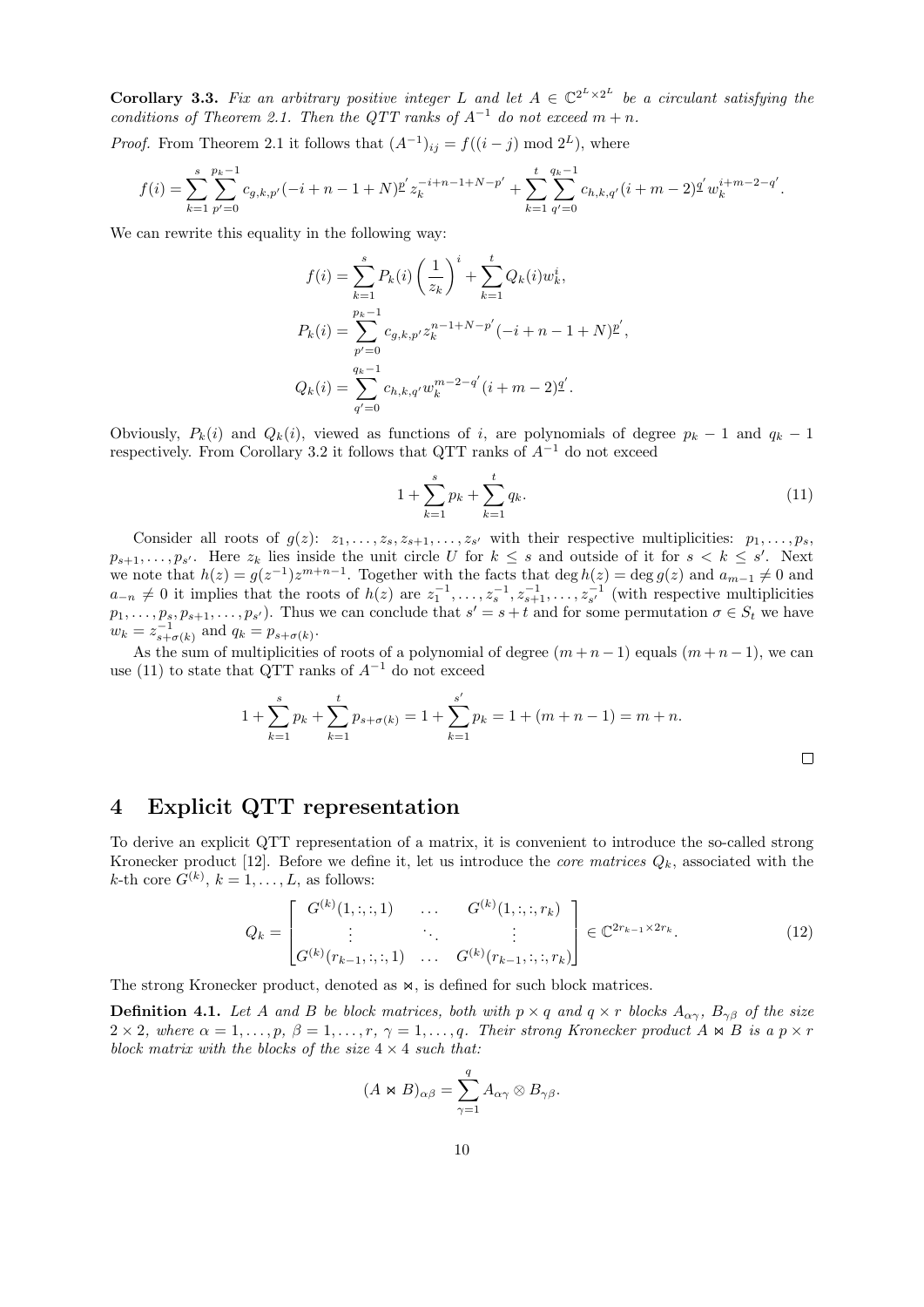**Corollary 3.3.** *Fix an arbitrary positive integer $L$ and let $A \in \mathbb{C}^{2^L \times 2^L}$ be a circulant satisfying the conditions of Theorem 2.1. Then the QTT ranks of $A^{-1}$ do not exceed $m + n$.*

*Proof.* From Theorem 2.1 it follows that $(A^{-1})_{ij} = f((i-j) \bmod 2^L)$, where

$$f(i) = \sum_{k=1}^{s} \sum_{p'=0}^{p_k-1} c_{g,k,p'} (-i+n-1+N)^{\underline{p'}} z_k^{-i+n-1+N-p'} + \sum_{k=1}^{t} \sum_{q'=0}^{q_k-1} c_{h,k,q'} (i+m-2)^{\underline{q'}} w_k^{i+m-2-q'}.$$

We can rewrite this equality in the following way:

$$f(i) = \sum_{k=1}^{s} P_k(i) \left(\frac{1}{z_k}\right)^i + \sum_{k=1}^{t} Q_k(i) w_k^i,$$

$$P_k(i) = \sum_{p'=0}^{p_k-1} c_{g,k,p'} z_k^{n-1+N-p'} (-i+n-1+N)^{\underline{p'}},$$

$$Q_k(i) = \sum_{q'=0}^{q_k-1} c_{h,k,q'} w_k^{m-2-q'} (i+m-2)^{\underline{q'}}.$$

Obviously, $P_k(i)$ and $Q_k(i)$, viewed as functions of $i$, are polynomials of degree $p_k - 1$ and $q_k - 1$ respectively. From Corollary 3.2 it follows that QTT ranks of $A^{-1}$ do not exceed

$$1 + \sum_{k=1}^{s} p_k + \sum_{k=1}^{t} q_k. \tag{11}$$

Consider all roots of $g(z)$: $z_1, \ldots, z_s, z_{s+1}, \ldots, z_{s'}$ with their respective multiplicities: $p_1, \ldots, p_s, p_{s+1}, \ldots, p_{s'}$. Here $z_k$ lies inside the unit circle $U$ for $k \le s$ and outside of it for $s < k \le s'$. Next we note that $h(z) = g(z^{-1}) z^{m+n-1}$. Together with the facts that $\deg h(z) = \deg g(z)$ and $a_{m-1} \neq 0$ and $a_{-n} \neq 0$ it implies that the roots of $h(z)$ are $z_1^{-1}, \ldots, z_s^{-1}, z_{s+1}^{-1}, \ldots, z_{s'}^{-1}$ (with respective multiplicities $p_1, \ldots, p_s, p_{s+1}, \ldots, p_{s'}$). Thus we can conclude that $s' = s + t$ and for some permutation $\sigma \in S_t$ we have $w_k = z_{s+\sigma(k)}^{-1}$ and $q_k = p_{s+\sigma(k)}$.

As the sum of multiplicities of roots of a polynomial of degree $(m+n-1)$ equals $(m+n-1)$, we can use (11) to state that QTT ranks of $A^{-1}$ do not exceed

$$1 + \sum_{k=1}^{s} p_k + \sum_{k=1}^{t} p_{s+\sigma(k)} = 1 + \sum_{k=1}^{s'} p_k = 1 + (m+n-1) = m + n.$$

$\square$

# 4 Explicit QTT representation

To derive an explicit QTT representation of a matrix, it is convenient to introduce the so-called strong Kronecker product [12]. Before we define it, let us introduce the *core matrices* $Q_k$, associated with the $k$-th core $G^{(k)}$, $k = 1, \ldots, L$, as follows:

$$Q_k = \begin{bmatrix} G^{(k)}(1,:,:,1) & \ldots & G^{(k)}(1,:,:,r_k) \\ \vdots & \ddots & \vdots \\ G^{(k)}(r_{k-1},:,:,1) & \ldots & G^{(k)}(r_{k-1},:,:,r_k) \end{bmatrix} \in \mathbb{C}^{2r_{k-1} \times 2r_k}. \tag{12}$$

The strong Kronecker product, denoted as $\bowtie$, is defined for such block matrices.

**Definition 4.1.** *Let $A$ and $B$ be block matrices, both with $p \times q$ and $q \times r$ blocks $A_{\alpha\gamma}$, $B_{\gamma\beta}$ of the size $2 \times 2$, where $\alpha = 1, \ldots, p$, $\beta = 1, \ldots, r$, $\gamma = 1, \ldots, q$. Their strong Kronecker product $A \bowtie B$ is a $p \times r$ block matrix with the blocks of the size $4 \times 4$ such that:*

$$(A \bowtie B)_{\alpha\beta} = \sum_{\gamma=1}^{q} A_{\alpha\gamma} \otimes B_{\gamma\beta}.$$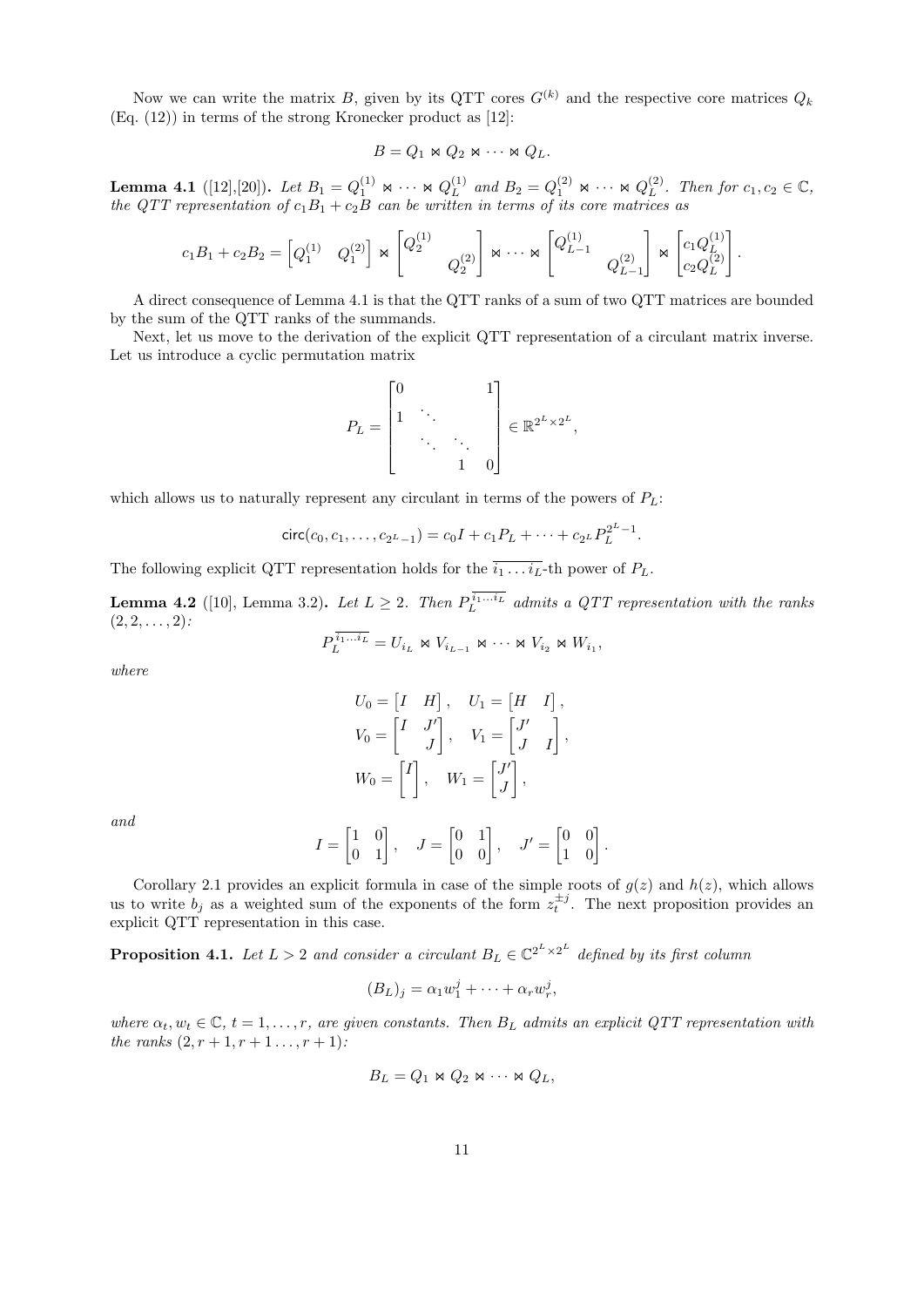Now we can write the matrix $B$, given by its QTT cores $G^{(k)}$ and the respective core matrices $Q_k$ (Eq. (12)) in terms of the strong Kronecker product as [12]:

$$B = Q_1 \bowtie Q_2 \bowtie \cdots \bowtie Q_L.$$

**Lemma 4.1** ([12],[20])**.** *Let $B_1 = Q_1^{(1)} \bowtie \cdots \bowtie Q_L^{(1)}$ and $B_2 = Q_1^{(2)} \bowtie \cdots \bowtie Q_L^{(2)}$. Then for $c_1, c_2 \in \mathbb{C}$, the QTT representation of $c_1 B_1 + c_2 B$ can be written in terms of its core matrices as*

$$c_1 B_1 + c_2 B_2 = \begin{bmatrix} Q_1^{(1)} & Q_1^{(2)} \end{bmatrix} \bowtie \begin{bmatrix} Q_2^{(1)} & \\ & Q_2^{(2)} \end{bmatrix} \bowtie \cdots \bowtie \begin{bmatrix} Q_{L-1}^{(1)} & \\ & Q_{L-1}^{(2)} \end{bmatrix} \bowtie \begin{bmatrix} c_1 Q_L^{(1)} \\ c_2 Q_L^{(2)} \end{bmatrix}.$$

A direct consequence of Lemma 4.1 is that the QTT ranks of a sum of two QTT matrices are bounded by the sum of the QTT ranks of the summands.

Next, let us move to the derivation of the explicit QTT representation of a circulant matrix inverse. Let us introduce a cyclic permutation matrix

$$P_L = \begin{bmatrix} 0 & & & 1 \\ 1 & \ddots & & \\ & \ddots & \ddots & \\ & & 1 & 0 \end{bmatrix} \in \mathbb{R}^{2^L \times 2^L},$$

which allows us to naturally represent any circulant in terms of the powers of $P_L$:

$$\mathsf{circ}(c_0, c_1, \ldots, c_{2^L-1}) = c_0 I + c_1 P_L + \cdots + c_{2^L} P_L^{2^L-1}.$$

The following explicit QTT representation holds for the $\overline{i_1 \ldots i_L}$-th power of $P_L$.

**Lemma 4.2** ([10], Lemma 3.2)**.** *Let $L \geq 2$. Then $P_L^{\overline{i_1 \ldots i_L}}$ admits a QTT representation with the ranks $(2, 2, \ldots, 2)$:*

$$P_L^{\overline{i_1 \ldots i_L}} = U_{i_L} \bowtie V_{i_{L-1}} \bowtie \cdots \bowtie V_{i_2} \bowtie W_{i_1},$$

*where*

$$U_0 = \begin{bmatrix} I & H \end{bmatrix}, \quad U_1 = \begin{bmatrix} H & I \end{bmatrix},$$

$$V_0 = \begin{bmatrix} I & J' \\ & J \end{bmatrix}, \quad V_1 = \begin{bmatrix} J' & \\ J & I \end{bmatrix},$$

$$W_0 = \begin{bmatrix} I \end{bmatrix}, \quad W_1 = \begin{bmatrix} J' \\ J \end{bmatrix},$$

*and*

$$I = \begin{bmatrix} 1 & 0 \\ 0 & 1 \end{bmatrix}, \quad J = \begin{bmatrix} 0 & 1 \\ 0 & 0 \end{bmatrix}, \quad J' = \begin{bmatrix} 0 & 0 \\ 1 & 0 \end{bmatrix}.$$

Corollary 2.1 provides an explicit formula in case of the simple roots of $g(z)$ and $h(z)$, which allows us to write $b_j$ as a weighted sum of the exponents of the form $z_t^{\pm j}$. The next proposition provides an explicit QTT representation in this case.

**Proposition 4.1.** *Let $L > 2$ and consider a circulant $B_L \in \mathbb{C}^{2^L \times 2^L}$ defined by its first column*

$$(B_L)_j = \alpha_1 w_1^j + \cdots + \alpha_r w_r^j,$$

*where $\alpha_t, w_t \in \mathbb{C}$, $t = 1, \ldots, r$, are given constants. Then $B_L$ admits an explicit QTT representation with the ranks $(2, r+1, r+1 \ldots, r+1)$:*

$$B_L = Q_1 \bowtie Q_2 \bowtie \cdots \bowtie Q_L,$$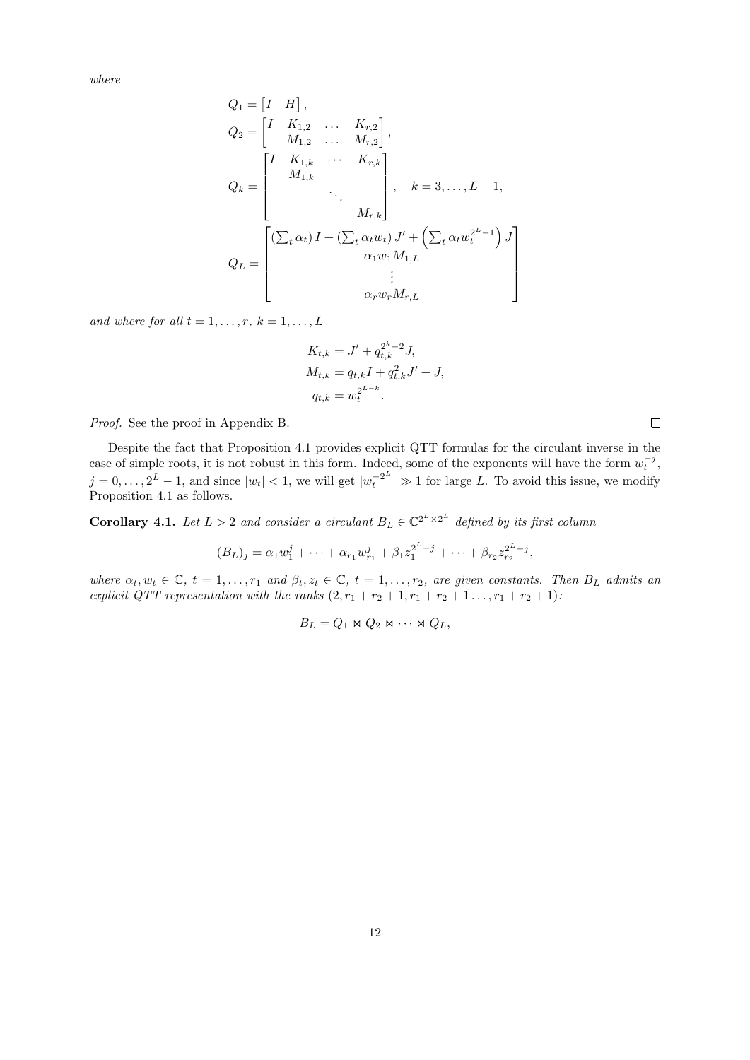*where*

$$
\begin{aligned}
Q_1 &= \begin{bmatrix} I & H \end{bmatrix}, \\
Q_2 &= \begin{bmatrix} I & K_{1,2} & \dots & K_{r,2} \\ & M_{1,2} & \dots & M_{r,2} \end{bmatrix}, \\
Q_k &= \begin{bmatrix} I & K_{1,k} & \cdots & K_{r,k} \\ & M_{1,k} & & \\ & & \ddots & \\ & & & M_{r,k} \end{bmatrix}, \quad k = 3, \dots, L-1, \\
Q_L &= \begin{bmatrix} \left(\sum_t \alpha_t\right) I + \left(\sum_t \alpha_t w_t\right) J' + \left(\sum_t \alpha_t w_t^{2^L - 1}\right) J \\ \alpha_1 w_1 M_{1,L} \\ \vdots \\ \alpha_r w_r M_{r,L} \end{bmatrix}
\end{aligned}
$$

*and where for all* $t = 1, \dots, r,\ k = 1, \dots, L$

$$
\begin{aligned}
K_{t,k} &= J' + q_{t,k}^{2^k - 2} J, \\
M_{t,k} &= q_{t,k} I + q_{t,k}^2 J' + J, \\
q_{t,k} &= w_t^{2^{L-k}}.
\end{aligned}
$$

*Proof.* See the proof in Appendix B. $\square$

Despite the fact that Proposition 4.1 provides explicit QTT formulas for the circulant inverse in the case of simple roots, it is not robust in this form. Indeed, some of the exponents will have the form $w_t^{-j}$, $j = 0, \dots, 2^L - 1$, and since $|w_t| < 1$, we will get $|w_t^{-2^L}| \gg 1$ for large $L$. To avoid this issue, we modify Proposition 4.1 as follows.

**Corollary 4.1.** *Let* $L > 2$ *and consider a circulant* $B_L \in \mathbb{C}^{2^L \times 2^L}$ *defined by its first column*

$$
(B_L)_j = \alpha_1 w_1^j + \dots + \alpha_{r_1} w_{r_1}^j + \beta_1 z_1^{2^L - j} + \dots + \beta_{r_2} z_{r_2}^{2^L - j},
$$

*where* $\alpha_t, w_t \in \mathbb{C},\ t = 1, \dots, r_1$ *and* $\beta_t, z_t \in \mathbb{C},\ t = 1, \dots, r_2$*, are given constants. Then* $B_L$ *admits an explicit QTT representation with the ranks* $(2, r_1 + r_2 + 1, r_1 + r_2 + 1 \dots, r_1 + r_2 + 1)$*:*

$$
B_L = Q_1 \bowtie Q_2 \bowtie \cdots \bowtie Q_L,
$$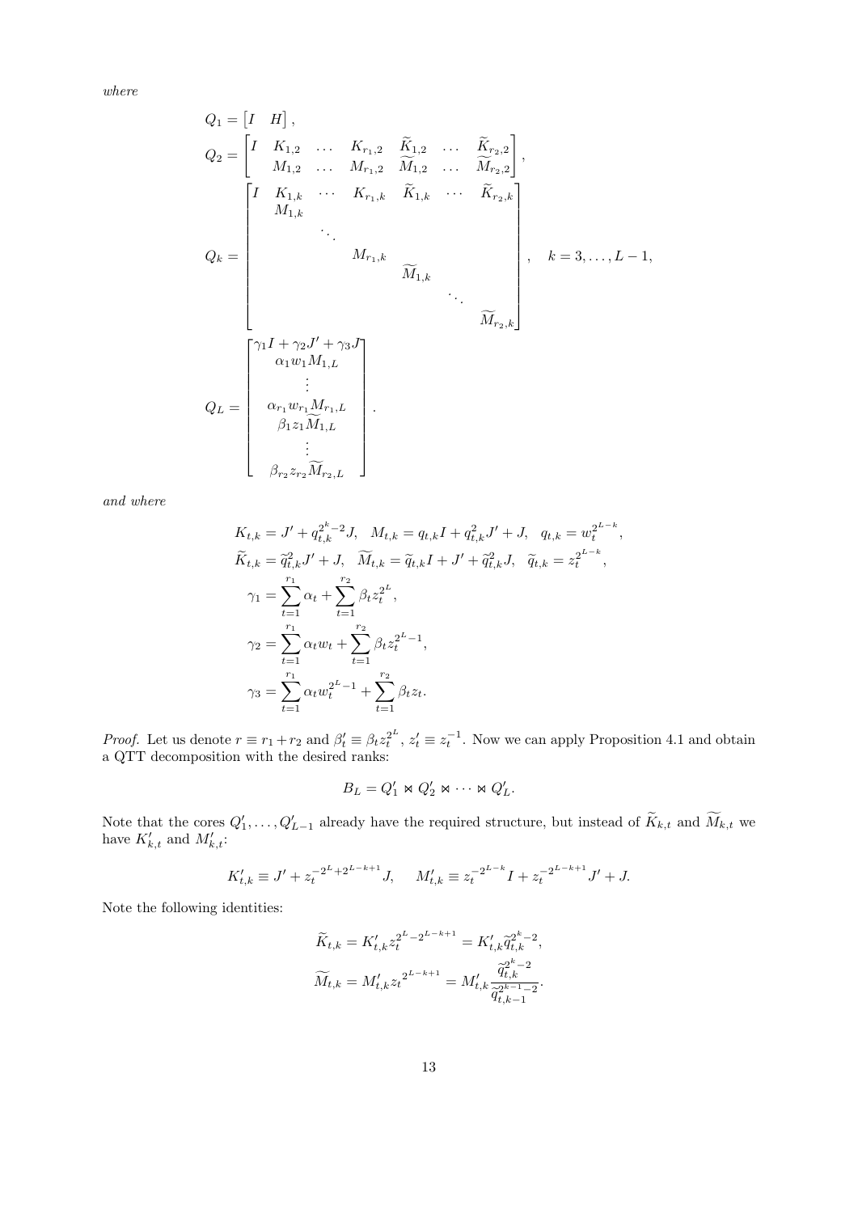*where*

$$
\begin{aligned}
Q_1 &= \begin{bmatrix} I & H \end{bmatrix}, \\
Q_2 &= \begin{bmatrix} I & K_{1,2} & \dots & K_{r_1,2} & \widetilde{K}_{1,2} & \dots & \widetilde{K}_{r_2,2} \\ & M_{1,2} & \dots & M_{r_1,2} & \widetilde{M}_{1,2} & \dots & \widetilde{M}_{r_2,2} \end{bmatrix}, \\
Q_k &= \begin{bmatrix} I & K_{1,k} & \cdots & K_{r_1,k} & \widetilde{K}_{1,k} & \cdots & \widetilde{K}_{r_2,k} \\ & M_{1,k} & & & & & \\ & & \ddots & & & & \\ & & & M_{r_1,k} & & & \\ & & & & \widetilde{M}_{1,k} & & \\ & & & & & \ddots & \\ & & & & & & \widetilde{M}_{r_2,k} \end{bmatrix}, \quad k = 3, \dots, L-1, \\
Q_L &= \begin{bmatrix} \gamma_1 I + \gamma_2 J' + \gamma_3 J \\ \alpha_1 w_1 M_{1,L} \\ \vdots \\ \alpha_{r_1} w_{r_1} M_{r_1,L} \\ \beta_1 z_1 \widetilde{M}_{1,L} \\ \vdots \\ \beta_{r_2} z_{r_2} \widetilde{M}_{r_2,L} \end{bmatrix}.
\end{aligned}
$$

*and where*

$$
\begin{aligned}
K_{t,k} &= J' + q_{t,k}^{2^k-2} J, \quad M_{t,k} = q_{t,k} I + q_{t,k}^2 J' + J, \quad q_{t,k} = w_t^{2^{L-k}}, \\
\widetilde{K}_{t,k} &= \widetilde{q}_{t,k}^2 J' + J, \quad \widetilde{M}_{t,k} = \widetilde{q}_{t,k} I + J' + \widetilde{q}_{t,k}^2 J, \quad \widetilde{q}_{t,k} = z_t^{2^{L-k}}, \\
\gamma_1 &= \sum_{t=1}^{r_1} \alpha_t + \sum_{t=1}^{r_2} \beta_t z_t^{2^L}, \\
\gamma_2 &= \sum_{t=1}^{r_1} \alpha_t w_t + \sum_{t=1}^{r_2} \beta_t z_t^{2^L-1}, \\
\gamma_3 &= \sum_{t=1}^{r_1} \alpha_t w_t^{2^L-1} + \sum_{t=1}^{r_2} \beta_t z_t.
\end{aligned}
$$

*Proof.* Let us denote $r \equiv r_1 + r_2$ and $\beta_t' \equiv \beta_t z_t^{2^L}$, $z_t' \equiv z_t^{-1}$. Now we can apply Proposition 4.1 and obtain a QTT decomposition with the desired ranks:

$$
B_L = Q_1' \bowtie Q_2' \bowtie \cdots \bowtie Q_L'.
$$

Note that the cores $Q_1', \dots, Q_{L-1}'$ already have the required structure, but instead of $\widetilde{K}_{k,t}$ and $\widetilde{M}_{k,t}$ we have $K_{k,t}'$ and $M_{k,t}'$:

$$
K_{t,k}' \equiv J' + z_t^{-2^L + 2^{L-k+1}} J, \qquad M_{t,k}' \equiv z_t^{-2^{L-k}} I + z_t^{-2^{L-k+1}} J' + J.
$$

Note the following identities:

$$
\begin{aligned}
\widetilde{K}_{t,k} &= K_{t,k}' z_t^{2^L - 2^{L-k+1}} = K_{t,k}' \widetilde{q}_{t,k}^{2^k-2}, \\
\widetilde{M}_{t,k} &= M_{t,k}' z_t^{2^{L-k+1}} = M_{t,k}' \frac{\widetilde{q}_{t,k}^{2^k-2}}{\widetilde{q}_{t,k-1}^{2^{k-1}-2}}.
\end{aligned}
$$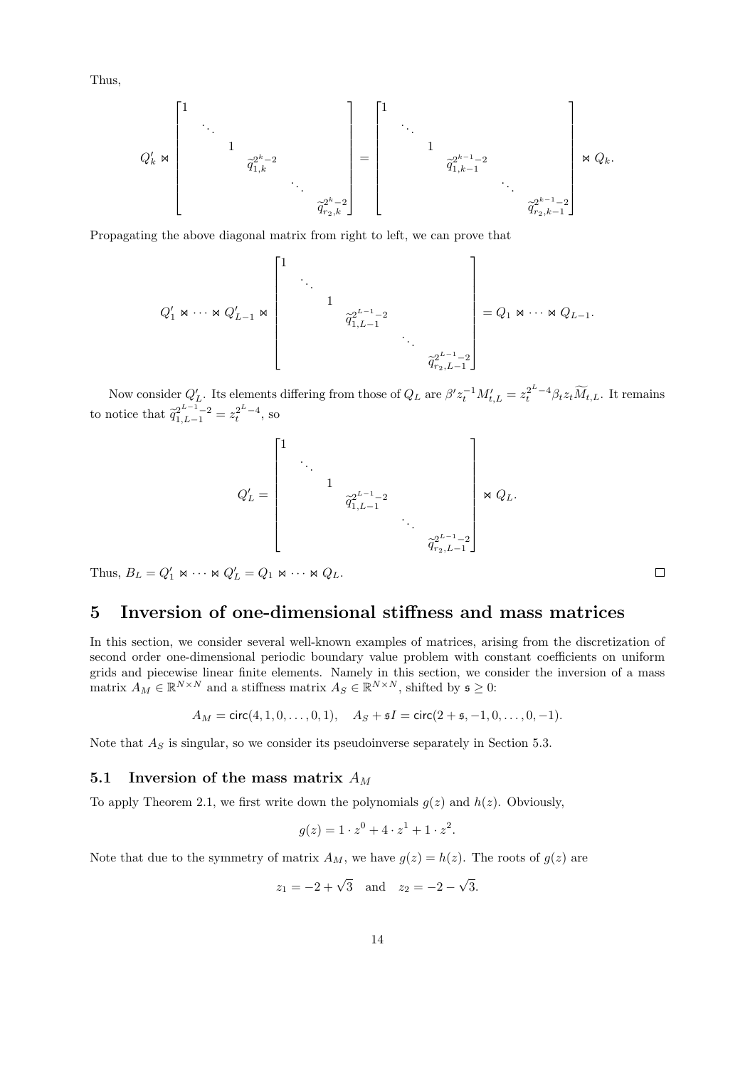Thus,

$$
Q'_k \bowtie \begin{bmatrix} 1 & & & & & \\ & \ddots & & & & \\ & & 1 & & & \\ & & & \widetilde{q}_{1,k}^{2^k-2} & & \\ & & & & \ddots & \\ & & & & & \widetilde{q}_{r_2,k}^{2^k-2} \end{bmatrix} = \begin{bmatrix} 1 & & & & & \\ & \ddots & & & & \\ & & 1 & & & \\ & & & \widetilde{q}_{1,k-1}^{2^{k-1}-2} & & \\ & & & & \ddots & \\ & & & & & \widetilde{q}_{r_2,k-1}^{2^{k-1}-2} \end{bmatrix} \bowtie Q_k.
$$

Propagating the above diagonal matrix from right to left, we can prove that

$$
Q'_1 \bowtie \cdots \bowtie Q'_{L-1} \bowtie \begin{bmatrix} 1 & & & & & \\ & \ddots & & & & \\ & & 1 & & & \\ & & & \widetilde{q}_{1,L-1}^{2^{L-1}-2} & & \\ & & & & \ddots & \\ & & & & & \widetilde{q}_{r_2,L-1}^{2^{L-1}-2} \end{bmatrix} = Q_1 \bowtie \cdots \bowtie Q_{L-1}.
$$

Now consider $Q'_L$. Its elements differing from those of $Q_L$ are $\beta' z_t^{-1} M'_{t,L} = z_t^{2^L-4} \beta_t z_t \widetilde{M}_{t,L}$. It remains to notice that $\widetilde{q}_{1,L-1}^{2^{L-1}-2} = z_t^{2^L-4}$, so

$$
Q'_L = \begin{bmatrix} 1 & & & & & \\ & \ddots & & & & \\ & & 1 & & & \\ & & & \widetilde{q}_{1,L-1}^{2^{L-1}-2} & & \\ & & & & \ddots & \\ & & & & & \widetilde{q}_{r_2,L-1}^{2^{L-1}-2} \end{bmatrix} \bowtie Q_L.
$$

Thus, $B_L = Q'_1 \bowtie \cdots \bowtie Q'_L = Q_1 \bowtie \cdots \bowtie Q_L$. $\square$

# 5 Inversion of one-dimensional stiffness and mass matrices

In this section, we consider several well-known examples of matrices, arising from the discretization of second order one-dimensional periodic boundary value problem with constant coefficients on uniform grids and piecewise linear finite elements. Namely in this section, we consider the inversion of a mass matrix $A_M \in \mathbb{R}^{N\times N}$ and a stiffness matrix $A_S \in \mathbb{R}^{N\times N}$, shifted by $\mathfrak{s} \geq 0$:

$$
A_M = \mathsf{circ}(4, 1, 0, \ldots, 0, 1), \quad A_S + \mathfrak{s}I = \mathsf{circ}(2 + \mathfrak{s}, -1, 0, \ldots, 0, -1).
$$

Note that $A_S$ is singular, so we consider its pseudoinverse separately in Section 5.3.

## 5.1 Inversion of the mass matrix $A_M$

To apply Theorem 2.1, we first write down the polynomials $g(z)$ and $h(z)$. Obviously,

$$
g(z) = 1 \cdot z^0 + 4 \cdot z^1 + 1 \cdot z^2.
$$

Note that due to the symmetry of matrix $A_M$, we have $g(z) = h(z)$. The roots of $g(z)$ are

$$
z_1 = -2 + \sqrt{3} \quad \text{and} \quad z_2 = -2 - \sqrt{3}.
$$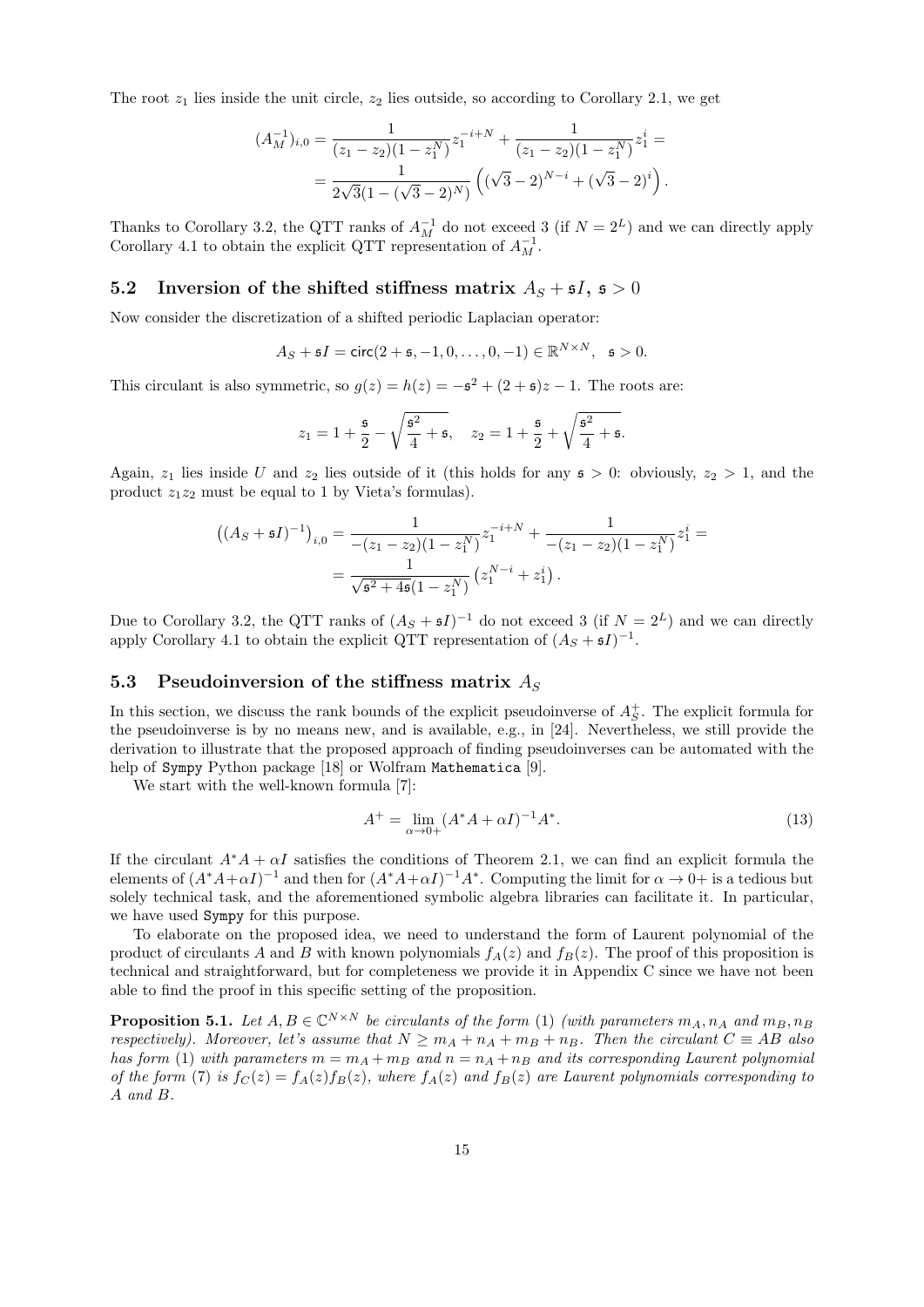The root $z_1$ lies inside the unit circle, $z_2$ lies outside, so according to Corollary 2.1, we get

$$(A_M^{-1})_{i,0} = \frac{1}{(z_1 - z_2)(1 - z_1^N)} z_1^{-i+N} + \frac{1}{(z_1 - z_2)(1 - z_1^N)} z_1^i =$$
$$= \frac{1}{2\sqrt{3}(1 - (\sqrt{3} - 2)^N)} \left( (\sqrt{3} - 2)^{N-i} + (\sqrt{3} - 2)^i \right).$$

Thanks to Corollary 3.2, the QTT ranks of $A_M^{-1}$ do not exceed 3 (if $N = 2^L$) and we can directly apply Corollary 4.1 to obtain the explicit QTT representation of $A_M^{-1}$.

## 5.2 Inversion of the shifted stiffness matrix $A_S + \mathfrak{s}I$, $\mathfrak{s} > 0$

Now consider the discretization of a shifted periodic Laplacian operator:

$$A_S + \mathfrak{s}I = \mathsf{circ}(2 + \mathfrak{s}, -1, 0, \dots, 0, -1) \in \mathbb{R}^{N \times N}, \quad \mathfrak{s} > 0.$$

This circulant is also symmetric, so $g(z) = h(z) = -\mathfrak{s}^2 + (2 + \mathfrak{s})z - 1$. The roots are:

$$z_1 = 1 + \frac{\mathfrak{s}}{2} - \sqrt{\frac{\mathfrak{s}^2}{4} + \mathfrak{s}}, \quad z_2 = 1 + \frac{\mathfrak{s}}{2} + \sqrt{\frac{\mathfrak{s}^2}{4} + \mathfrak{s}}.$$

Again, $z_1$ lies inside $U$ and $z_2$ lies outside of it (this holds for any $\mathfrak{s} > 0$: obviously, $z_2 > 1$, and the product $z_1 z_2$ must be equal to 1 by Vieta's formulas).

$$\left((A_S + \mathfrak{s}I)^{-1}\right)_{i,0} = \frac{1}{-(z_1 - z_2)(1 - z_1^N)} z_1^{-i+N} + \frac{1}{-(z_1 - z_2)(1 - z_1^N)} z_1^i =$$
$$= \frac{1}{\sqrt{\mathfrak{s}^2 + 4\mathfrak{s}}(1 - z_1^N)} \left( z_1^{N-i} + z_1^i \right).$$

Due to Corollary 3.2, the QTT ranks of $(A_S + \mathfrak{s}I)^{-1}$ do not exceed 3 (if $N = 2^L$) and we can directly apply Corollary 4.1 to obtain the explicit QTT representation of $(A_S + \mathfrak{s}I)^{-1}$.

## 5.3 Pseudoinversion of the stiffness matrix $A_S$

In this section, we discuss the rank bounds of the explicit pseudoinverse of $A_S^+$. The explicit formula for the pseudoinverse is by no means new, and is available, e.g., in [24]. Nevertheless, we still provide the derivation to illustrate that the proposed approach of finding pseudoinverses can be automated with the help of `Sympy` Python package [18] or Wolfram `Mathematica` [9].

We start with the well-known formula [7]:

$$A^+ = \lim_{\alpha \to 0+} (A^* A + \alpha I)^{-1} A^*. \tag{13}$$

If the circulant $A^* A + \alpha I$ satisfies the conditions of Theorem 2.1, we can find an explicit formula the elements of $(A^* A + \alpha I)^{-1}$ and then for $(A^* A + \alpha I)^{-1} A^*$. Computing the limit for $\alpha \to 0+$ is a tedious but solely technical task, and the aforementioned symbolic algebra libraries can facilitate it. In particular, we have used `Sympy` for this purpose.

To elaborate on the proposed idea, we need to understand the form of Laurent polynomial of the product of circulants $A$ and $B$ with known polynomials $f_A(z)$ and $f_B(z)$. The proof of this proposition is technical and straightforward, but for completeness we provide it in Appendix C since we have not been able to find the proof in this specific setting of the proposition.

**Proposition 5.1.** *Let $A, B \in \mathbb{C}^{N \times N}$ be circulants of the form* (1) *(with parameters $m_A, n_A$ and $m_B, n_B$ respectively). Moreover, let's assume that $N \geq m_A + n_A + m_B + n_B$. Then the circulant $C \equiv AB$ also has form* (1) *with parameters $m = m_A + m_B$ and $n = n_A + n_B$ and its corresponding Laurent polynomial of the form* (7) *is $f_C(z) = f_A(z) f_B(z)$, where $f_A(z)$ and $f_B(z)$ are Laurent polynomials corresponding to $A$ and $B$.*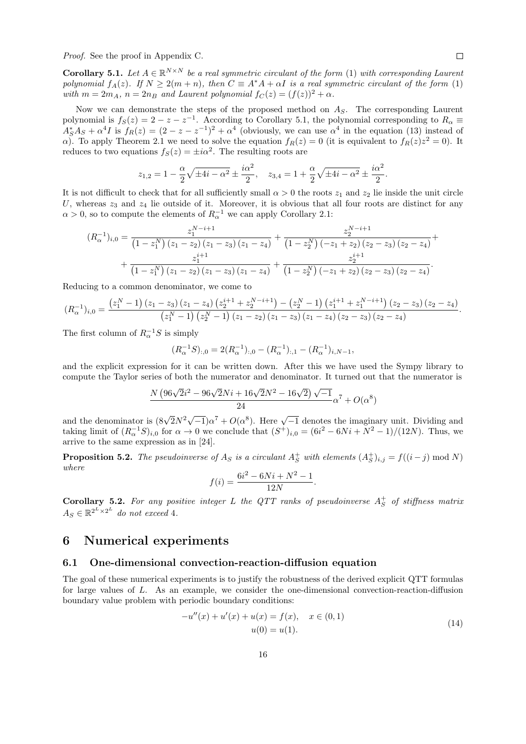*Proof.* See the proof in Appendix C. □

**Corollary 5.1.** *Let $A \in \mathbb{R}^{N\times N}$ be a real symmetric circulant of the form (1) with corresponding Laurent polynomial $f_A(z)$. If $N \geq 2(m+n)$, then $C \equiv A^*A + \alpha I$ is a real symmetric circulant of the form (1) with $m = 2m_A$, $n = 2n_B$ and Laurent polynomial $f_C(z) = (f(z))^2 + \alpha$.*

Now we can demonstrate the steps of the proposed method on $A_S$. The corresponding Laurent polynomial is $f_S(z) = 2 - z - z^{-1}$. According to Corollary 5.1, the polynomial corresponding to $R_\alpha \equiv A_S^* A_S + \alpha^4 I$ is $f_R(z) = (2 - z - z^{-1})^2 + \alpha^4$ (obviously, we can use $\alpha^4$ in the equation (13) instead of $\alpha$). To apply Theorem 2.1 we need to solve the equation $f_R(z) = 0$ (it is equivalent to $f_R(z)z^2 = 0$). It reduces to two equations $f_S(z) = \pm i\alpha^2$. The resulting roots are

$$z_{1,2} = 1 - \frac{\alpha}{2}\sqrt{\pm 4i - \alpha^2} \pm \frac{i\alpha^2}{2}, \quad z_{3,4} = 1 + \frac{\alpha}{2}\sqrt{\pm 4i - \alpha^2} \pm \frac{i\alpha^2}{2}.$$

It is not difficult to check that for all sufficiently small $\alpha > 0$ the roots $z_1$ and $z_2$ lie inside the unit circle $U$, whereas $z_3$ and $z_4$ lie outside of it. Moreover, it is obvious that all four roots are distinct for any $\alpha > 0$, so to compute the elements of $R_\alpha^{-1}$ we can apply Corollary 2.1:

$$(R_\alpha^{-1})_{i,0} = \frac{z_1^{N-i+1}}{\left(1 - z_1^N\right)(z_1 - z_2)(z_1 - z_3)(z_1 - z_4)} + \frac{z_2^{N-i+1}}{\left(1 - z_2^N\right)(-z_1 + z_2)(z_2 - z_3)(z_2 - z_4)} +$$
$$+ \frac{z_1^{i+1}}{\left(1 - z_1^N\right)(z_1 - z_2)(z_1 - z_3)(z_1 - z_4)} + \frac{z_2^{i+1}}{\left(1 - z_2^N\right)(-z_1 + z_2)(z_2 - z_3)(z_2 - z_4)}.$$

Reducing to a common denominator, we come to

$$(R_\alpha^{-1})_{i,0} = \frac{\left(z_1^N - 1\right)(z_1 - z_3)(z_1 - z_4)\left(z_2^{i+1} + z_2^{N-i+1}\right) - \left(z_2^N - 1\right)\left(z_1^{i+1} + z_1^{N-i+1}\right)(z_2 - z_3)(z_2 - z_4)}{\left(z_1^N - 1\right)\left(z_2^N - 1\right)(z_1 - z_2)(z_1 - z_3)(z_1 - z_4)(z_2 - z_3)(z_2 - z_4)}.$$

The first column of $R_\alpha^{-1}S$ is simply

$$(R_\alpha^{-1}S)_{:,0} = 2(R_\alpha^{-1})_{:,0} - (R_\alpha^{-1})_{:,1} - (R_\alpha^{-1})_{i,N-1},$$

and the explicit expression for it can be written down. After this we have used the Sympy library to compute the Taylor series of both the numerator and denominator. It turned out that the numerator is

$$\frac{N\left(96\sqrt{2}i^2 - 96\sqrt{2}Ni + 16\sqrt{2}N^2 - 16\sqrt{2}\right)\sqrt{-1}}{24}\alpha^7 + O(\alpha^8)$$

and the denominator is $(8\sqrt{2}N^2\sqrt{-1})\alpha^7 + O(\alpha^8)$. Here $\sqrt{-1}$ denotes the imaginary unit. Dividing and taking limit of $(R_\alpha^{-1}S)_{i,0}$ for $\alpha \to 0$ we conclude that $(S^+)_{i,0} = (6i^2 - 6Ni + N^2 - 1)/(12N)$. Thus, we arrive to the same expression as in [24].

**Proposition 5.2.** *The pseudoinverse of $A_S$ is a circulant $A_S^+$ with elements $(A_S^+)_{i,j} = f((i-j) \bmod N)$ where*

$$f(i) = \frac{6i^2 - 6Ni + N^2 - 1}{12N}.$$

**Corollary 5.2.** *For any positive integer $L$ the QTT ranks of pseudoinverse $A_S^+$ of stiffness matrix $A_S \in \mathbb{R}^{2^L\times 2^L}$ do not exceed 4.*

# 6 Numerical experiments

## 6.1 One-dimensional convection-reaction-diffusion equation

The goal of these numerical experiments is to justify the robustness of the derived explicit QTT formulas for large values of $L$. As an example, we consider the one-dimensional convection-reaction-diffusion boundary value problem with periodic boundary conditions:

$$\begin{aligned} -u''(x) + u'(x) + u(x) &= f(x), \quad x \in (0,1) \\ u(0) &= u(1). \end{aligned} \tag{14}$$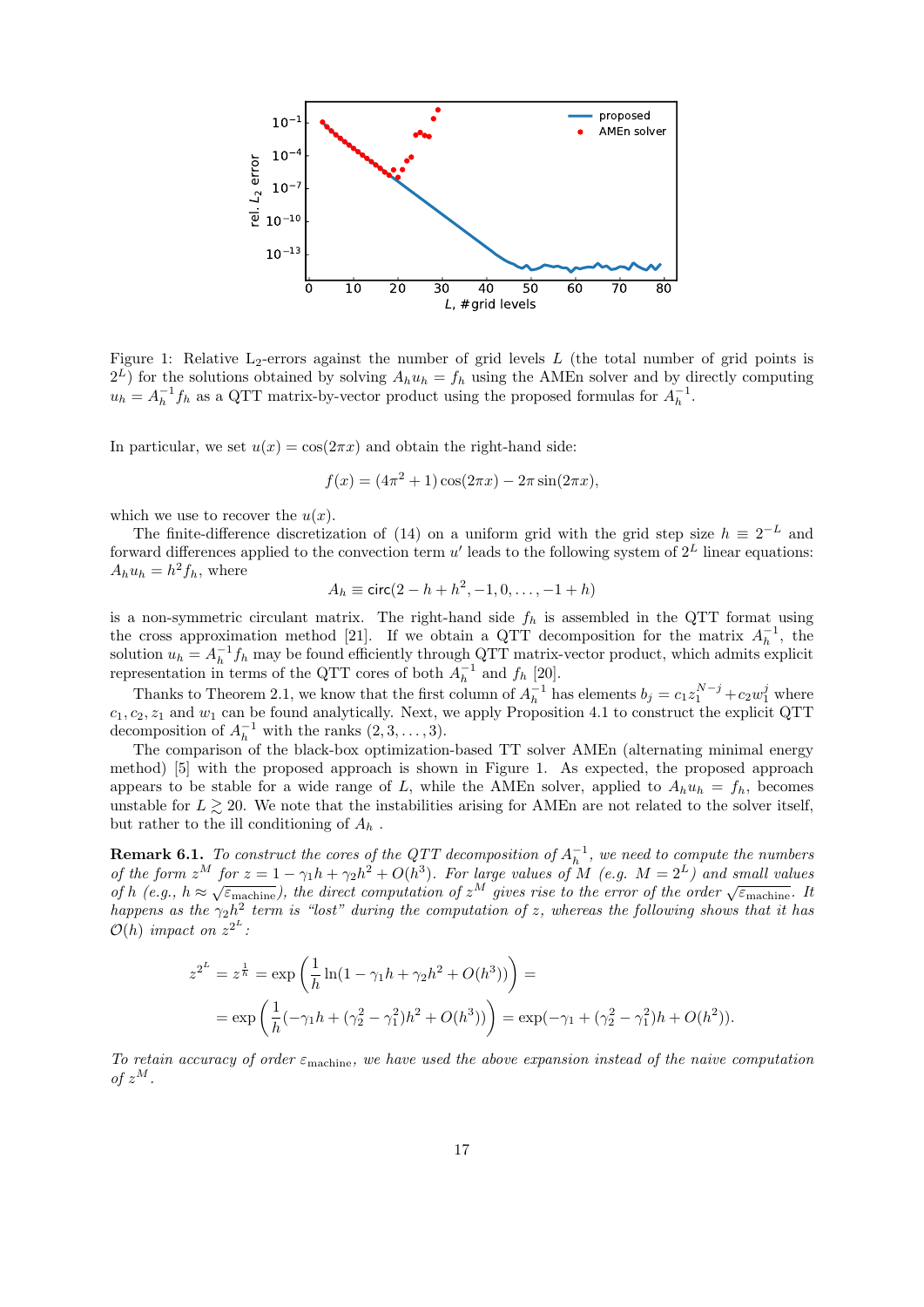Figure 1: Relative $L_2$-errors against the number of grid levels $L$ (the total number of grid points is $2^L$) for the solutions obtained by solving $A_h u_h = f_h$ using the AMEn solver and by directly computing $u_h = A_h^{-1} f_h$ as a QTT matrix-by-vector product using the proposed formulas for $A_h^{-1}$.

In particular, we set $u(x) = \cos(2\pi x)$ and obtain the right-hand side:

$$f(x) = (4\pi^2 + 1)\cos(2\pi x) - 2\pi \sin(2\pi x),$$

which we use to recover the $u(x)$.

The finite-difference discretization of (14) on a uniform grid with the grid step size $h \equiv 2^{-L}$ and forward differences applied to the convection term $u'$ leads to the following system of $2^L$ linear equations: $A_h u_h = h^2 f_h$, where

$$A_h \equiv \mathsf{circ}(2 - h + h^2, -1, 0, \ldots, -1 + h)$$

is a non-symmetric circulant matrix. The right-hand side $f_h$ is assembled in the QTT format using the cross approximation method [21]. If we obtain a QTT decomposition for the matrix $A_h^{-1}$, the solution $u_h = A_h^{-1} f_h$ may be found efficiently through QTT matrix-vector product, which admits explicit representation in terms of the QTT cores of both $A_h^{-1}$ and $f_h$ [20].

Thanks to Theorem 2.1, we know that the first column of $A_h^{-1}$ has elements $b_j = c_1 z_1^{N-j} + c_2 w_1^j$ where $c_1, c_2, z_1$ and $w_1$ can be found analytically. Next, we apply Proposition 4.1 to construct the explicit QTT decomposition of $A_h^{-1}$ with the ranks $(2, 3, \ldots, 3)$.

The comparison of the black-box optimization-based TT solver AMEn (alternating minimal energy method) [5] with the proposed approach is shown in Figure 1. As expected, the proposed approach appears to be stable for a wide range of $L$, while the AMEn solver, applied to $A_h u_h = f_h$, becomes unstable for $L \gtrsim 20$. We note that the instabilities arising for AMEn are not related to the solver itself, but rather to the ill conditioning of $A_h$.

**Remark 6.1.** *To construct the cores of the QTT decomposition of $A_h^{-1}$, we need to compute the numbers of the form $z^M$ for $z = 1 - \gamma_1 h + \gamma_2 h^2 + O(h^3)$. For large values of $M$ (e.g. $M = 2^L$) and small values of $h$ (e.g., $h \approx \sqrt{\varepsilon_{\text{machine}}}$), the direct computation of $z^M$ gives rise to the error of the order $\sqrt{\varepsilon_{\text{machine}}}$. It happens as the $\gamma_2 h^2$ term is "lost" during the computation of $z$, whereas the following shows that it has $\mathcal{O}(h)$ impact on $z^{2^L}$:*

$$z^{2^L} = z^{\frac{1}{h}} = \exp\left(\frac{1}{h}\ln(1 - \gamma_1 h + \gamma_2 h^2 + O(h^3))\right) =$$

$$= \exp\left(\frac{1}{h}(-\gamma_1 h + (\gamma_2^2 - \gamma_1^2)h^2 + O(h^3))\right) = \exp(-\gamma_1 + (\gamma_2^2 - \gamma_1^2)h + O(h^2)).$$

*To retain accuracy of order $\varepsilon_{\text{machine}}$, we have used the above expansion instead of the naive computation of $z^M$.*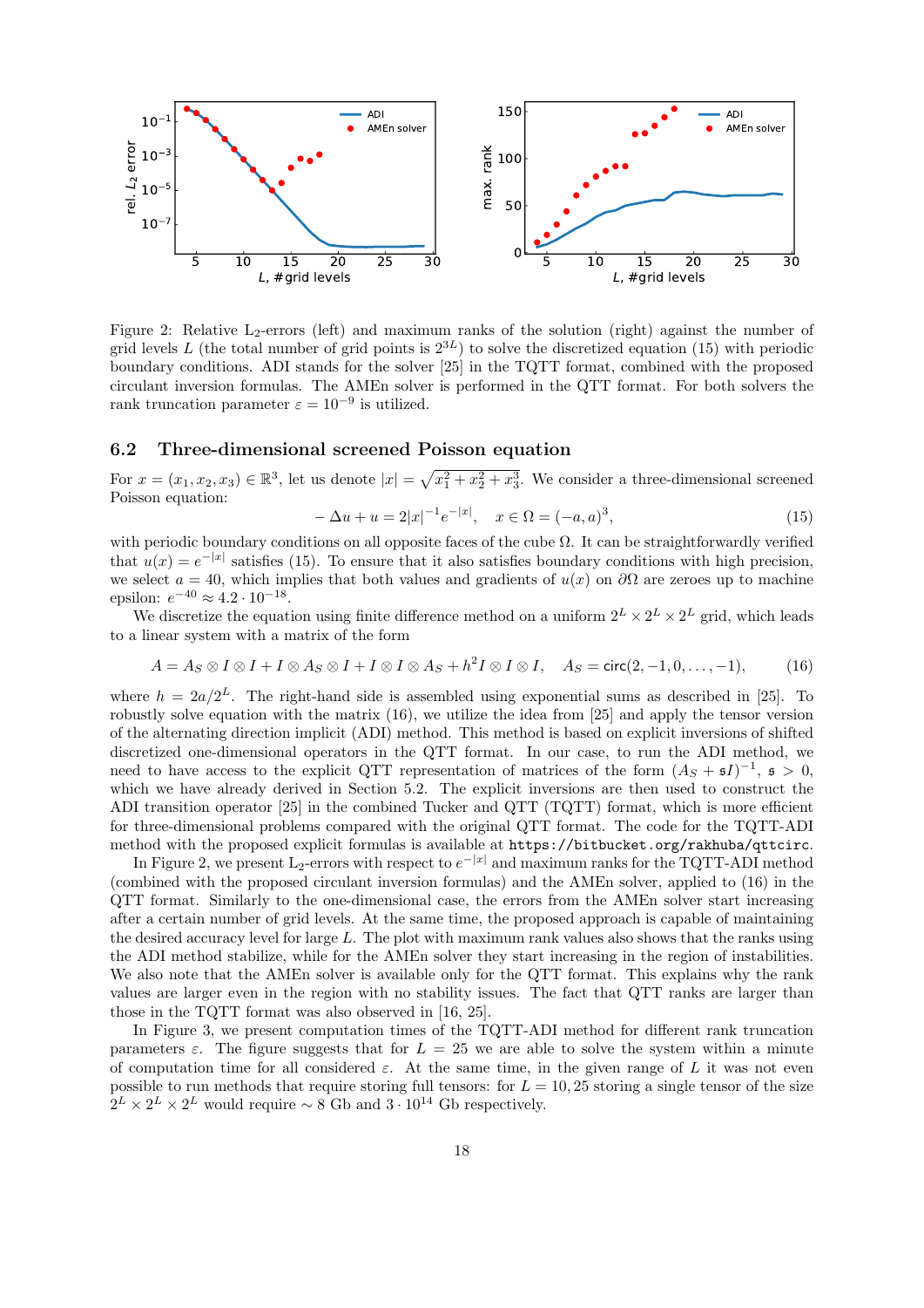Figure 2: Relative $L_2$-errors (left) and maximum ranks of the solution (right) against the number of grid levels $L$ (the total number of grid points is $2^{3L}$) to solve the discretized equation (15) with periodic boundary conditions. ADI stands for the solver [25] in the TQTT format, combined with the proposed circulant inversion formulas. The AMEn solver is performed in the QTT format. For both solvers the rank truncation parameter $\varepsilon = 10^{-9}$ is utilized.

## 6.2 Three-dimensional screened Poisson equation

For $x = (x_1, x_2, x_3) \in \mathbb{R}^3$, let us denote $|x| = \sqrt{x_1^2 + x_2^2 + x_3^2}$. We consider a three-dimensional screened Poisson equation:

$$- \Delta u + u = 2|x|^{-1} e^{-|x|}, \quad x \in \Omega = (-a, a)^3, \tag{15}$$

with periodic boundary conditions on all opposite faces of the cube $\Omega$. It can be straightforwardly verified that $u(x) = e^{-|x|}$ satisfies (15). To ensure that it also satisfies boundary conditions with high precision, we select $a = 40$, which implies that both values and gradients of $u(x)$ on $\partial\Omega$ are zeroes up to machine epsilon: $e^{-40} \approx 4.2 \cdot 10^{-18}$.

We discretize the equation using finite difference method on a uniform $2^L \times 2^L \times 2^L$ grid, which leads to a linear system with a matrix of the form

$$A = A_S \otimes I \otimes I + I \otimes A_S \otimes I + I \otimes I \otimes A_S + h^2 I \otimes I \otimes I, \quad A_S = \mathsf{circ}(2, -1, 0, \ldots, -1), \tag{16}$$

where $h = 2a/2^L$. The right-hand side is assembled using exponential sums as described in [25]. To robustly solve equation with the matrix (16), we utilize the idea from [25] and apply the tensor version of the alternating direction implicit (ADI) method. This method is based on explicit inversions of shifted discretized one-dimensional operators in the QTT format. In our case, to run the ADI method, we need to have access to the explicit QTT representation of matrices of the form $(A_S + \mathfrak{s}I)^{-1}$, $\mathfrak{s} > 0$, which we have already derived in Section 5.2. The explicit inversions are then used to construct the ADI transition operator [25] in the combined Tucker and QTT (TQTT) format, which is more efficient for three-dimensional problems compared with the original QTT format. The code for the TQTT-ADI method with the proposed explicit formulas is available at `https://bitbucket.org/rakhuba/qttcirc`.

In Figure 2, we present $L_2$-errors with respect to $e^{-|x|}$ and maximum ranks for the TQTT-ADI method (combined with the proposed circulant inversion formulas) and the AMEn solver, applied to (16) in the QTT format. Similarly to the one-dimensional case, the errors from the AMEn solver start increasing after a certain number of grid levels. At the same time, the proposed approach is capable of maintaining the desired accuracy level for large $L$. The plot with maximum rank values also shows that the ranks using the ADI method stabilize, while for the AMEn solver they start increasing in the region of instabilities. We also note that the AMEn solver is available only for the QTT format. This explains why the rank values are larger even in the region with no stability issues. The fact that QTT ranks are larger than those in the TQTT format was also observed in [16, 25].

In Figure 3, we present computation times of the TQTT-ADI method for different rank truncation parameters $\varepsilon$. The figure suggests that for $L = 25$ we are able to solve the system within a minute of computation time for all considered $\varepsilon$. At the same time, in the given range of $L$ it was not even possible to run methods that require storing full tensors: for $L = 10, 25$ storing a single tensor of the size $2^L \times 2^L \times 2^L$ would require $\sim 8$ Gb and $3 \cdot 10^{14}$ Gb respectively.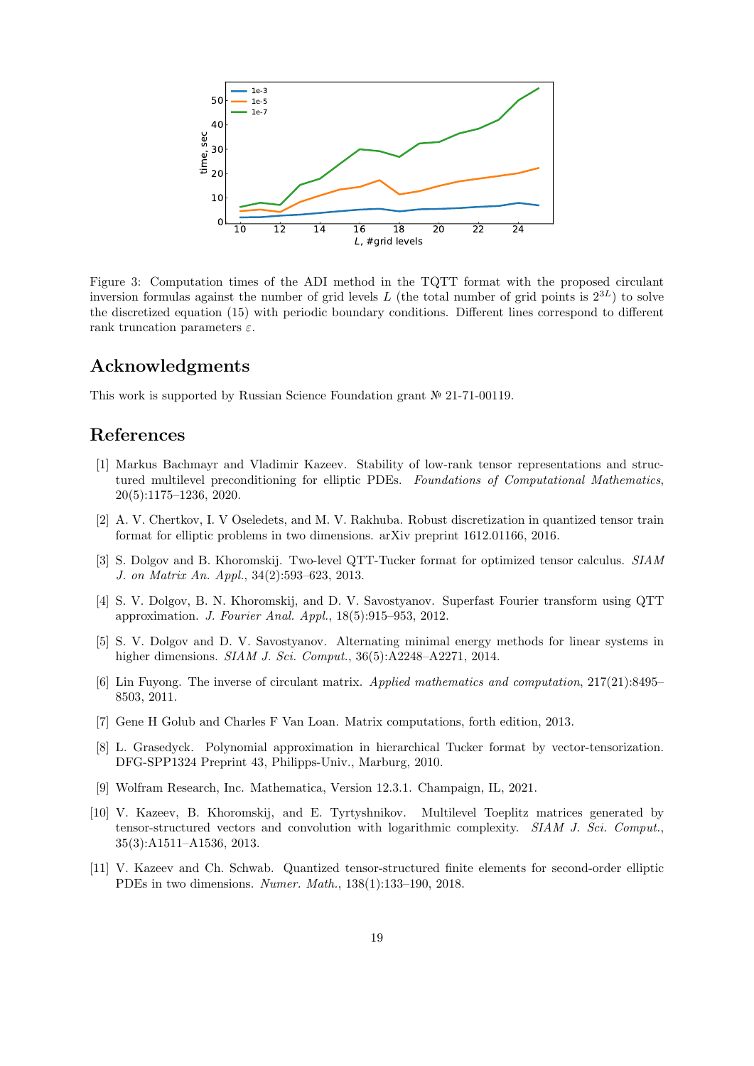Figure 3: Computation times of the ADI method in the TQTT format with the proposed circulant inversion formulas against the number of grid levels $L$ (the total number of grid points is $2^{3L}$) to solve the discretized equation (15) with periodic boundary conditions. Different lines correspond to different rank truncation parameters $\varepsilon$.

## Acknowledgments

This work is supported by Russian Science Foundation grant № 21-71-00119.

## References

[1] Markus Bachmayr and Vladimir Kazeev. Stability of low-rank tensor representations and structured multilevel preconditioning for elliptic PDEs. *Foundations of Computational Mathematics*, 20(5):1175–1236, 2020.

[2] A. V. Chertkov, I. V Oseledets, and M. V. Rakhuba. Robust discretization in quantized tensor train format for elliptic problems in two dimensions. arXiv preprint 1612.01166, 2016.

[3] S. Dolgov and B. Khoromskij. Two-level QTT-Tucker format for optimized tensor calculus. *SIAM J. on Matrix An. Appl.*, 34(2):593–623, 2013.

[4] S. V. Dolgov, B. N. Khoromskij, and D. V. Savostyanov. Superfast Fourier transform using QTT approximation. *J. Fourier Anal. Appl.*, 18(5):915–953, 2012.

[5] S. V. Dolgov and D. V. Savostyanov. Alternating minimal energy methods for linear systems in higher dimensions. *SIAM J. Sci. Comput.*, 36(5):A2248–A2271, 2014.

[6] Lin Fuyong. The inverse of circulant matrix. *Applied mathematics and computation*, 217(21):8495–8503, 2011.

[7] Gene H Golub and Charles F Van Loan. Matrix computations, forth edition, 2013.

[8] L. Grasedyck. Polynomial approximation in hierarchical Tucker format by vector-tensorization. DFG-SPP1324 Preprint 43, Philipps-Univ., Marburg, 2010.

[9] Wolfram Research, Inc. Mathematica, Version 12.3.1. Champaign, IL, 2021.

[10] V. Kazeev, B. Khoromskij, and E. Tyrtyshnikov. Multilevel Toeplitz matrices generated by tensor-structured vectors and convolution with logarithmic complexity. *SIAM J. Sci. Comput.*, 35(3):A1511–A1536, 2013.

[11] V. Kazeev and Ch. Schwab. Quantized tensor-structured finite elements for second-order elliptic PDEs in two dimensions. *Numer. Math.*, 138(1):133–190, 2018.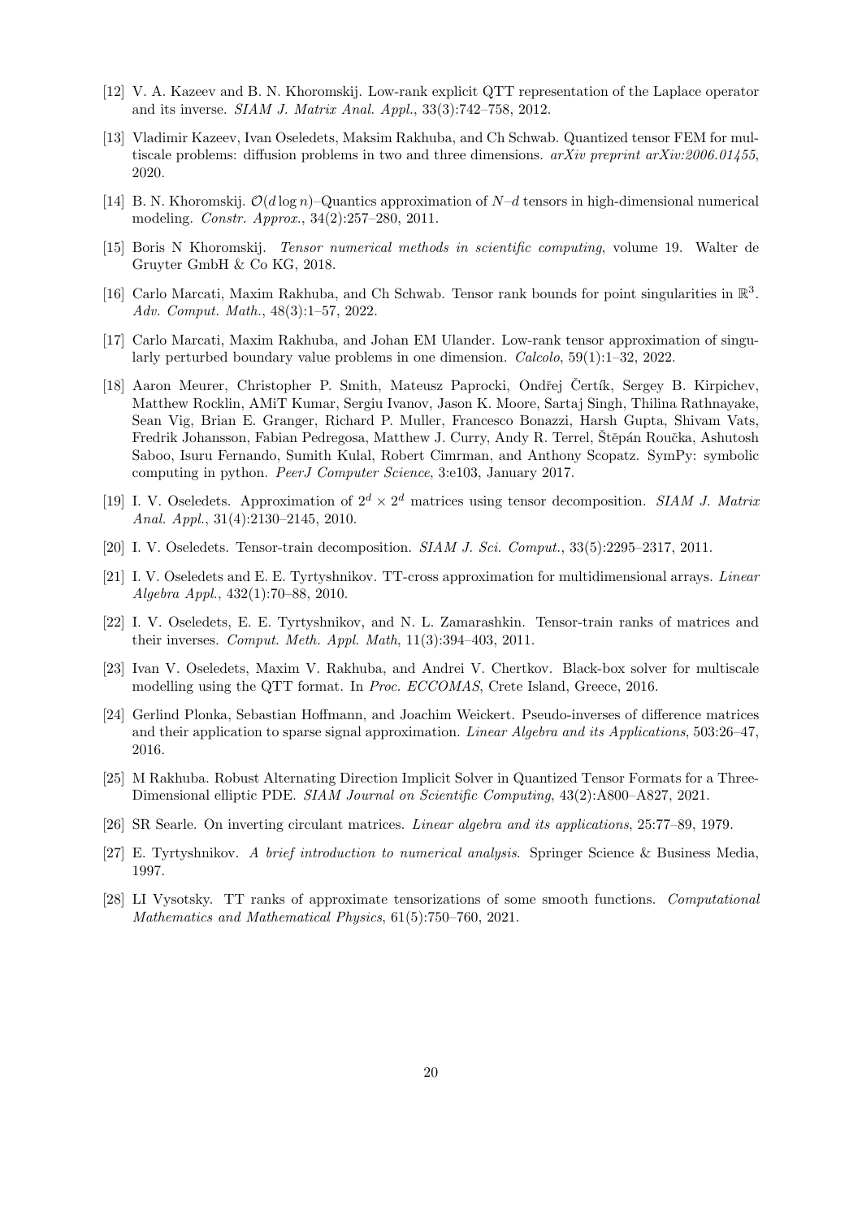[12] V. A. Kazeev and B. N. Khoromskij. Low-rank explicit QTT representation of the Laplace operator and its inverse. *SIAM J. Matrix Anal. Appl.*, 33(3):742–758, 2012.

[13] Vladimir Kazeev, Ivan Oseledets, Maksim Rakhuba, and Ch Schwab. Quantized tensor FEM for multiscale problems: diffusion problems in two and three dimensions. *arXiv preprint arXiv:2006.01455*, 2020.

[14] B. N. Khoromskij. $\mathcal{O}(d \log n)$–Quantics approximation of $N$–$d$ tensors in high-dimensional numerical modeling. *Constr. Approx.*, 34(2):257–280, 2011.

[15] Boris N Khoromskij. *Tensor numerical methods in scientific computing*, volume 19. Walter de Gruyter GmbH & Co KG, 2018.

[16] Carlo Marcati, Maxim Rakhuba, and Ch Schwab. Tensor rank bounds for point singularities in $\mathbb{R}^3$. *Adv. Comput. Math.*, 48(3):1–57, 2022.

[17] Carlo Marcati, Maxim Rakhuba, and Johan EM Ulander. Low-rank tensor approximation of singularly perturbed boundary value problems in one dimension. *Calcolo*, 59(1):1–32, 2022.

[18] Aaron Meurer, Christopher P. Smith, Mateusz Paprocki, Ondřej Čertík, Sergey B. Kirpichev, Matthew Rocklin, AMiT Kumar, Sergiu Ivanov, Jason K. Moore, Sartaj Singh, Thilina Rathnayake, Sean Vig, Brian E. Granger, Richard P. Muller, Francesco Bonazzi, Harsh Gupta, Shivam Vats, Fredrik Johansson, Fabian Pedregosa, Matthew J. Curry, Andy R. Terrel, Štěpán Roučka, Ashutosh Saboo, Isuru Fernando, Sumith Kulal, Robert Cimrman, and Anthony Scopatz. SymPy: symbolic computing in python. *PeerJ Computer Science*, 3:e103, January 2017.

[19] I. V. Oseledets. Approximation of $2^d \times 2^d$ matrices using tensor decomposition. *SIAM J. Matrix Anal. Appl.*, 31(4):2130–2145, 2010.

[20] I. V. Oseledets. Tensor-train decomposition. *SIAM J. Sci. Comput.*, 33(5):2295–2317, 2011.

[21] I. V. Oseledets and E. E. Tyrtyshnikov. TT-cross approximation for multidimensional arrays. *Linear Algebra Appl.*, 432(1):70–88, 2010.

[22] I. V. Oseledets, E. E. Tyrtyshnikov, and N. L. Zamarashkin. Tensor-train ranks of matrices and their inverses. *Comput. Meth. Appl. Math*, 11(3):394–403, 2011.

[23] Ivan V. Oseledets, Maxim V. Rakhuba, and Andrei V. Chertkov. Black-box solver for multiscale modelling using the QTT format. In *Proc. ECCOMAS*, Crete Island, Greece, 2016.

[24] Gerlind Plonka, Sebastian Hoffmann, and Joachim Weickert. Pseudo-inverses of difference matrices and their application to sparse signal approximation. *Linear Algebra and its Applications*, 503:26–47, 2016.

[25] M Rakhuba. Robust Alternating Direction Implicit Solver in Quantized Tensor Formats for a Three-Dimensional elliptic PDE. *SIAM Journal on Scientific Computing*, 43(2):A800–A827, 2021.

[26] SR Searle. On inverting circulant matrices. *Linear algebra and its applications*, 25:77–89, 1979.

[27] E. Tyrtyshnikov. *A brief introduction to numerical analysis*. Springer Science & Business Media, 1997.

[28] LI Vysotsky. TT ranks of approximate tensorizations of some smooth functions. *Computational Mathematics and Mathematical Physics*, 61(5):750–760, 2021.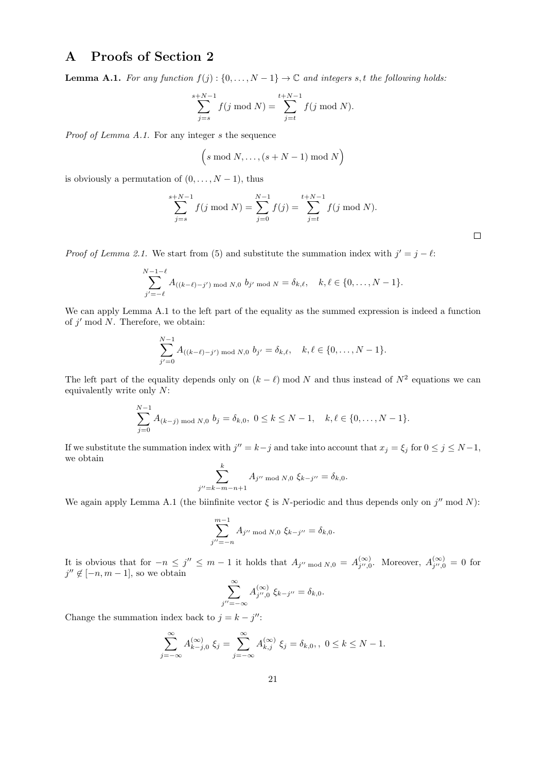# A Proofs of Section 2

**Lemma A.1.** *For any function $f(j) : \{0, \ldots, N-1\} \to \mathbb{C}$ and integers $s, t$ the following holds:*

$$\sum_{j=s}^{s+N-1} f(j \bmod N) = \sum_{j=t}^{t+N-1} f(j \bmod N).$$

*Proof of Lemma A.1.* For any integer $s$ the sequence

$$\Big(s \bmod N, \ldots, (s+N-1) \bmod N\Big)$$

is obviously a permutation of $(0, \ldots, N-1)$, thus

$$\sum_{j=s}^{s+N-1} f(j \bmod N) = \sum_{j=0}^{N-1} f(j) = \sum_{j=t}^{t+N-1} f(j \bmod N).$$

□

*Proof of Lemma 2.1.* We start from (5) and substitute the summation index with $j' = j - \ell$:

$$\sum_{j'=-\ell}^{N-1-\ell} A_{((k-\ell)-j') \bmod N, 0}\ b_{j' \bmod N} = \delta_{k,\ell}, \quad k, \ell \in \{0, \ldots, N-1\}.$$

We can apply Lemma A.1 to the left part of the equality as the summed expression is indeed a function of $j' \bmod N$. Therefore, we obtain:

$$\sum_{j'=0}^{N-1} A_{((k-\ell)-j') \bmod N, 0}\ b_{j'} = \delta_{k,\ell}, \quad k, \ell \in \{0, \ldots, N-1\}.$$

The left part of the equality depends only on $(k - \ell) \bmod N$ and thus instead of $N^2$ equations we can equivalently write only $N$:

$$\sum_{j=0}^{N-1} A_{(k-j) \bmod N, 0}\ b_j = \delta_{k,0},\ 0 \le k \le N-1, \quad k, \ell \in \{0, \ldots, N-1\}.$$

If we substitute the summation index with $j'' = k - j$ and take into account that $x_j = \xi_j$ for $0 \le j \le N-1$, we obtain

$$\sum_{j''=k-m-n+1}^{k} A_{j'' \bmod N, 0}\ \xi_{k-j''} = \delta_{k,0}.$$

We again apply Lemma A.1 (the biinfinite vector $\xi$ is $N$-periodic and thus depends only on $j'' \bmod N$):

$$\sum_{j''=-n}^{m-1} A_{j'' \bmod N, 0}\ \xi_{k-j''} = \delta_{k,0}.$$

It is obvious that for $-n \le j'' \le m-1$ it holds that $A_{j'' \bmod N, 0} = A^{(\infty)}_{j'',0}$. Moreover, $A^{(\infty)}_{j'',0} = 0$ for $j'' \notin [-n, m-1]$, so we obtain

$$\sum_{j''=-\infty}^{\infty} A^{(\infty)}_{j'',0}\ \xi_{k-j''} = \delta_{k,0}.$$

Change the summation index back to $j = k - j''$:

$$\sum_{j=-\infty}^{\infty} A^{(\infty)}_{k-j,0}\ \xi_j = \sum_{j=-\infty}^{\infty} A^{(\infty)}_{k,j}\ \xi_j = \delta_{k,0},,\ 0 \le k \le N-1.$$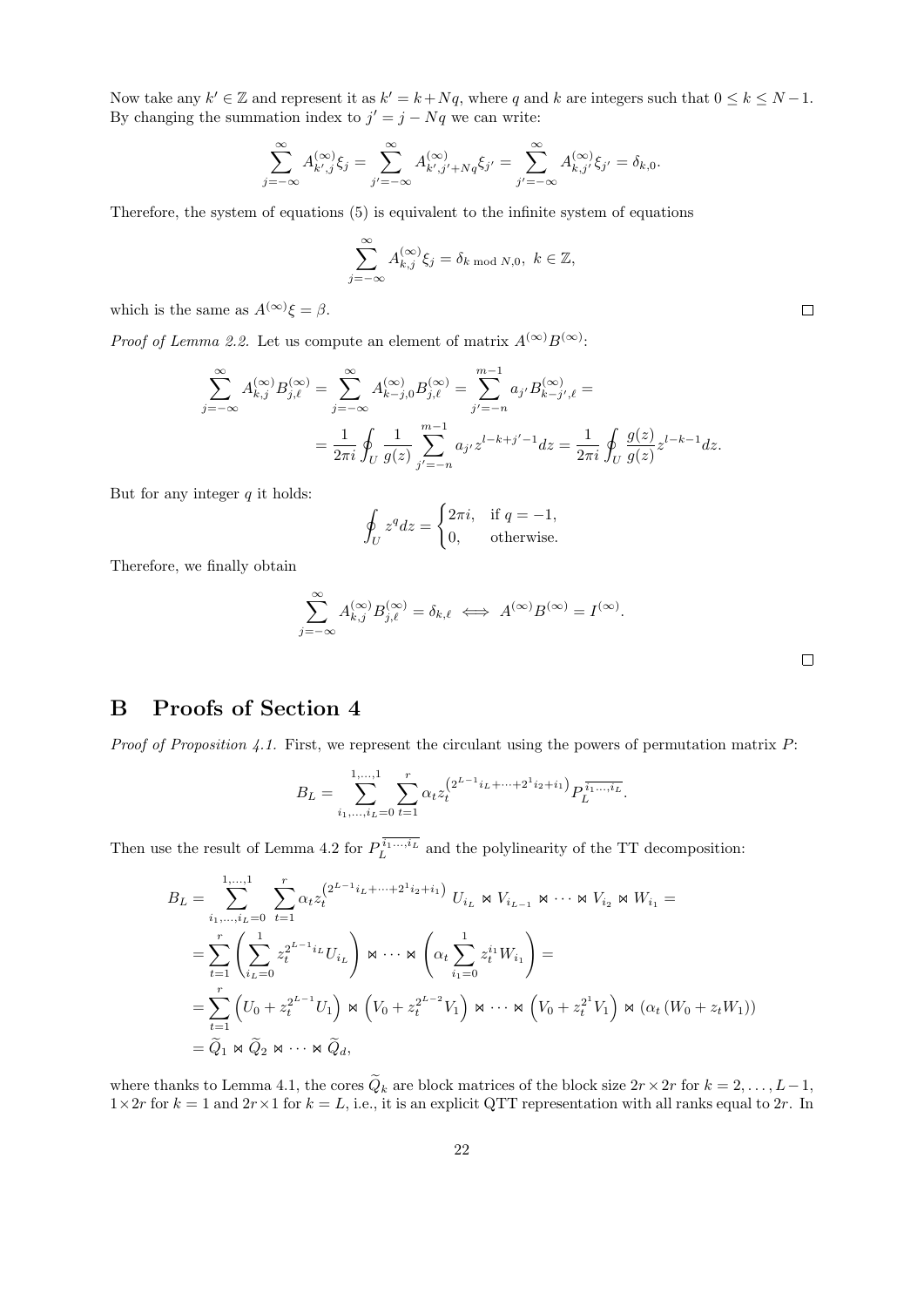Now take any $k' \in \mathbb{Z}$ and represent it as $k' = k + Nq$, where $q$ and $k$ are integers such that $0 \le k \le N-1$. By changing the summation index to $j' = j - Nq$ we can write:

$$\sum_{j=-\infty}^{\infty} A^{(\infty)}_{k',j}\xi_j = \sum_{j'=-\infty}^{\infty} A^{(\infty)}_{k',j'+Nq}\xi_{j'} = \sum_{j'=-\infty}^{\infty} A^{(\infty)}_{k,j'}\xi_{j'} = \delta_{k,0}.$$

Therefore, the system of equations (5) is equivalent to the infinite system of equations

$$\sum_{j=-\infty}^{\infty} A^{(\infty)}_{k,j}\xi_j = \delta_{k \bmod N, 0},\ k \in \mathbb{Z},$$

which is the same as $A^{(\infty)}\xi = \beta$. $\square$

*Proof of Lemma 2.2.* Let us compute an element of matrix $A^{(\infty)}B^{(\infty)}$:

$$\sum_{j=-\infty}^{\infty} A^{(\infty)}_{k,j}B^{(\infty)}_{j,\ell} = \sum_{j=-\infty}^{\infty} A^{(\infty)}_{k-j,0}B^{(\infty)}_{j,\ell} = \sum_{j'=-n}^{m-1} a_{j'}B^{(\infty)}_{k-j',\ell} =$$

$$= \frac{1}{2\pi i}\oint_U \frac{1}{g(z)}\sum_{j'=-n}^{m-1} a_{j'}z^{l-k+j'-1}dz = \frac{1}{2\pi i}\oint_U \frac{g(z)}{g(z)}z^{l-k-1}dz.$$

But for any integer $q$ it holds:

$$\oint_U z^q dz = \begin{cases} 2\pi i, & \text{if } q = -1, \\ 0, & \text{otherwise.} \end{cases}$$

Therefore, we finally obtain

$$\sum_{j=-\infty}^{\infty} A^{(\infty)}_{k,j}B^{(\infty)}_{j,\ell} = \delta_{k,\ell} \iff A^{(\infty)}B^{(\infty)} = I^{(\infty)}.$$

$\square$

# B Proofs of Section 4

*Proof of Proposition 4.1.* First, we represent the circulant using the powers of permutation matrix $P$:

$$B_L = \sum_{i_1,\dots,i_L=0}^{1,\dots,1}\sum_{t=1}^{r} \alpha_t z_t^{\left(2^{L-1}i_L+\dots+2^1 i_2+i_1\right)} P_L^{\overline{i_1\dots,i_L}}.$$

Then use the result of Lemma 4.2 for $P_L^{\overline{i_1\dots,i_L}}$ and the polylinearity of the TT decomposition:

$$\begin{aligned}
B_L &= \sum_{i_1,\dots,i_L=0}^{1,\dots,1}\sum_{t=1}^{r} \alpha_t z_t^{\left(2^{L-1}i_L+\dots+2^1 i_2+i_1\right)}\ U_{i_L} \bowtie V_{i_{L-1}} \bowtie \dots \bowtie V_{i_2} \bowtie W_{i_1} = \\
&= \sum_{t=1}^{r}\left(\sum_{i_L=0}^{1} z_t^{2^{L-1}i_L}U_{i_L}\right) \bowtie \dots \bowtie \left(\alpha_t \sum_{i_1=0}^{1} z_t^{i_1}W_{i_1}\right) = \\
&= \sum_{t=1}^{r}\left(U_0 + z_t^{2^{L-1}}U_1\right) \bowtie \left(V_0 + z_t^{2^{L-2}}V_1\right) \bowtie \dots \bowtie \left(V_0 + z_t^{2^1}V_1\right) \bowtie \left(\alpha_t\left(W_0 + z_t W_1\right)\right) \\
&= \widetilde{Q}_1 \bowtie \widetilde{Q}_2 \bowtie \dots \bowtie \widetilde{Q}_d,
\end{aligned}$$

where thanks to Lemma 4.1, the cores $\widetilde{Q}_k$ are block matrices of the block size $2r \times 2r$ for $k = 2, \dots, L-1$, $1 \times 2r$ for $k = 1$ and $2r \times 1$ for $k = L$, i.e., it is an explicit QTT representation with all ranks equal to $2r$. In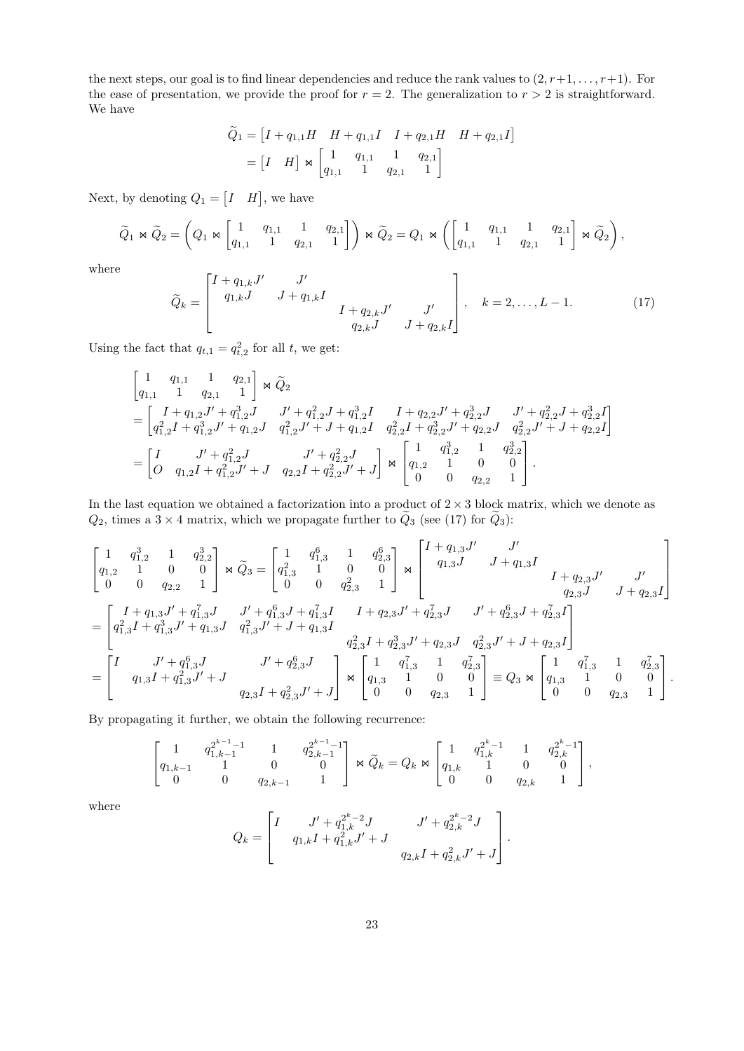the next steps, our goal is to find linear dependencies and reduce the rank values to $(2, r+1, \ldots, r+1)$. For the ease of presentation, we provide the proof for $r = 2$. The generalization to $r > 2$ is straightforward. We have

$$
\begin{aligned}
\widetilde{Q}_1 &= \begin{bmatrix} I + q_{1,1}H & H + q_{1,1}I & I + q_{2,1}H & H + q_{2,1}I \end{bmatrix} \\
&= \begin{bmatrix} I & H \end{bmatrix} \bowtie \begin{bmatrix} 1 & q_{1,1} & 1 & q_{2,1} \\ q_{1,1} & 1 & q_{2,1} & 1 \end{bmatrix}
\end{aligned}
$$

Next, by denoting $Q_1 = \begin{bmatrix} I & H \end{bmatrix}$, we have

$$
\widetilde{Q}_1 \bowtie \widetilde{Q}_2 = \left( Q_1 \bowtie \begin{bmatrix} 1 & q_{1,1} & 1 & q_{2,1} \\ q_{1,1} & 1 & q_{2,1} & 1 \end{bmatrix} \right) \bowtie \widetilde{Q}_2 = Q_1 \bowtie \left( \begin{bmatrix} 1 & q_{1,1} & 1 & q_{2,1} \\ q_{1,1} & 1 & q_{2,1} & 1 \end{bmatrix} \bowtie \widetilde{Q}_2 \right),
$$

where

$$
\widetilde{Q}_k = \begin{bmatrix} I + q_{1,k}J' & J' & & \\ q_{1,k}J & J + q_{1,k}I & & \\ & & I + q_{2,k}J' & J' \\ & & q_{2,k}J & J + q_{2,k}I \end{bmatrix}, \quad k = 2, \ldots, L-1. \tag{17}
$$

Using the fact that $q_{t,1} = q_{t,2}^2$ for all $t$, we get:

$$
\begin{aligned}
&\begin{bmatrix} 1 & q_{1,1} & 1 & q_{2,1} \\ q_{1,1} & 1 & q_{2,1} & 1 \end{bmatrix} \bowtie \widetilde{Q}_2 \\
&= \begin{bmatrix} I + q_{1,2}J' + q_{1,2}^3 J & J' + q_{1,2}^2 J + q_{1,2}^3 I & I + q_{2,2}J' + q_{2,2}^3 J & J' + q_{2,2}^2 J + q_{2,2}^3 I \\ q_{1,2}^2 I + q_{1,2}^3 J' + q_{1,2} J & q_{1,2}^2 J' + J + q_{1,2} I & q_{2,2}^2 I + q_{2,2}^3 J' + q_{2,2} J & q_{2,2}^2 J' + J + q_{2,2} I \end{bmatrix} \\
&= \begin{bmatrix} I & J' + q_{1,2}^2 J & J' + q_{2,2}^2 J \\ O & q_{1,2} I + q_{1,2}^2 J' + J & q_{2,2} I + q_{2,2}^2 J' + J \end{bmatrix} \bowtie \begin{bmatrix} 1 & q_{1,2}^3 & 1 & q_{2,2}^3 \\ q_{1,2} & 1 & 0 & 0 \\ 0 & 0 & q_{2,2} & 1 \end{bmatrix}.
\end{aligned}
$$

In the last equation we obtained a factorization into a product of $2 \times 3$ block matrix, which we denote as $Q_2$, times a $3 \times 4$ matrix, which we propagate further to $\widetilde{Q}_3$ (see (17) for $\widetilde{Q}_3$):

$$
\begin{aligned}
&\begin{bmatrix} 1 & q_{1,2}^3 & 1 & q_{2,2}^3 \\ q_{1,2} & 1 & 0 & 0 \\ 0 & 0 & q_{2,2} & 1 \end{bmatrix} \bowtie \widetilde{Q}_3 = \begin{bmatrix} 1 & q_{1,3}^6 & 1 & q_{2,3}^6 \\ q_{1,3}^2 & 1 & 0 & 0 \\ 0 & 0 & q_{2,3}^2 & 1 \end{bmatrix} \bowtie \begin{bmatrix} I + q_{1,3}J' & J' & & \\ q_{1,3}J & J + q_{1,3}I & & \\ & & I + q_{2,3}J' & J' \\ & & q_{2,3}J & J + q_{2,3}I \end{bmatrix} \\
&= \begin{bmatrix} I + q_{1,3}J' + q_{1,3}^7 J & J' + q_{1,3}^6 J + q_{1,3}^7 I & I + q_{2,3}J' + q_{2,3}^7 J & J' + q_{2,3}^6 J + q_{2,3}^7 I \\ q_{1,3}^2 I + q_{1,3}^3 J' + q_{1,3} J & q_{1,3}^2 J' + J + q_{1,3} I & & \\ & & q_{2,3}^2 I + q_{2,3}^3 J' + q_{2,3} J & q_{2,3}^2 J' + J + q_{2,3} I \end{bmatrix} \\
&= \begin{bmatrix} I & J' + q_{1,3}^6 J & J' + q_{2,3}^6 J \\ & q_{1,3} I + q_{1,3}^2 J' + J & \\ & & q_{2,3} I + q_{2,3}^2 J' + J \end{bmatrix} \bowtie \begin{bmatrix} 1 & q_{1,3}^7 & 1 & q_{2,3}^7 \\ q_{1,3} & 1 & 0 & 0 \\ 0 & 0 & q_{2,3} & 1 \end{bmatrix} \equiv Q_3 \bowtie \begin{bmatrix} 1 & q_{1,3}^7 & 1 & q_{2,3}^7 \\ q_{1,3} & 1 & 0 & 0 \\ 0 & 0 & q_{2,3} & 1 \end{bmatrix}.
\end{aligned}
$$

By propagating it further, we obtain the following recurrence:

$$
\begin{bmatrix} 1 & q_{1,k-1}^{2^{k-1}-1} & 1 & q_{2,k-1}^{2^{k-1}-1} \\ q_{1,k-1} & 1 & 0 & 0 \\ 0 & 0 & q_{2,k-1} & 1 \end{bmatrix} \bowtie \widetilde{Q}_k = Q_k \bowtie \begin{bmatrix} 1 & q_{1,k}^{2^k-1} & 1 & q_{2,k}^{2^k-1} \\ q_{1,k} & 1 & 0 & 0 \\ 0 & 0 & q_{2,k} & 1 \end{bmatrix},
$$

where

$$
Q_k = \begin{bmatrix} I & J' + q_{1,k}^{2^k-2} J & J' + q_{2,k}^{2^k-2} J \\ & q_{1,k} I + q_{1,k}^2 J' + J & \\ & & q_{2,k} I + q_{2,k}^2 J' + J \end{bmatrix}.
$$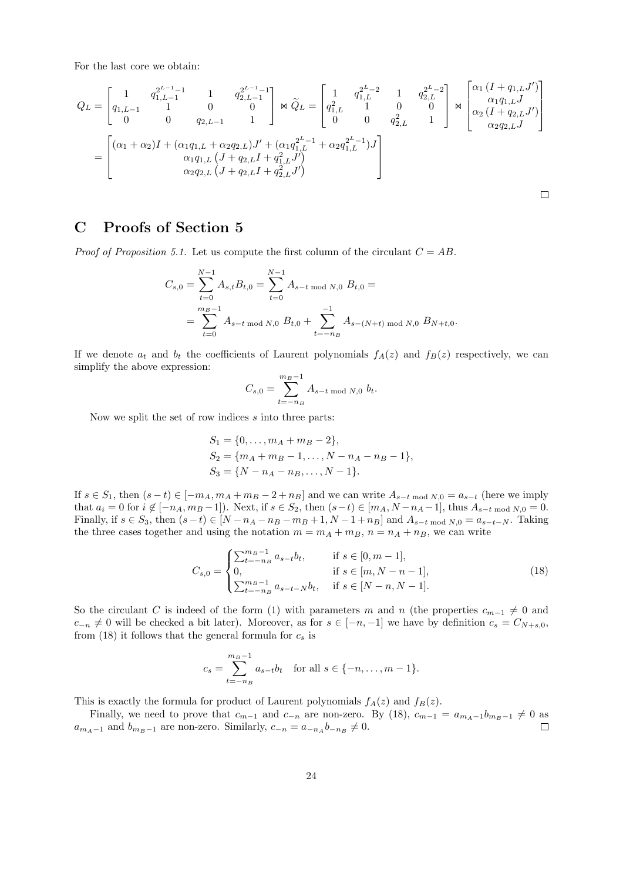For the last core we obtain:

$$
Q_L = \begin{bmatrix} 1 & q_{1,L-1}^{2^{L-1}-1} & 1 & q_{2,L-1}^{2^{L-1}-1} \\ q_{1,L-1} & 1 & 0 & 0 \\ 0 & 0 & q_{2,L-1} & 1 \end{bmatrix} \bowtie \widetilde{Q}_L = \begin{bmatrix} 1 & q_{1,L}^{2^L-2} & 1 & q_{2,L}^{2^L-2} \\ q_{1,L}^2 & 1 & 0 & 0 \\ 0 & 0 & q_{2,L}^2 & 1 \end{bmatrix} \bowtie \begin{bmatrix} \alpha_1 \left(I + q_{1,L} J'\right) \\ \alpha_1 q_{1,L} J \\ \alpha_2 \left(I + q_{2,L} J'\right) \\ \alpha_2 q_{2,L} J \end{bmatrix}
$$

$$
= \begin{bmatrix} (\alpha_1 + \alpha_2) I + (\alpha_1 q_{1,L} + \alpha_2 q_{2,L}) J' + (\alpha_1 q_{1,L}^{2^L-1} + \alpha_2 q_{1,L}^{2^L-1}) J \\ \alpha_1 q_{1,L} \left(J + q_{2,L} I + q_{1,L}^2 J'\right) \\ \alpha_2 q_{2,L} \left(J + q_{2,L} I + q_{2,L}^2 J'\right) \end{bmatrix}
$$

□

# C Proofs of Section 5

*Proof of Proposition 5.1.* Let us compute the first column of the circulant $C = AB$.

$$
C_{s,0} = \sum_{t=0}^{N-1} A_{s,t} B_{t,0} = \sum_{t=0}^{N-1} A_{s-t \bmod N,0} \; B_{t,0} =
$$
$$
= \sum_{t=0}^{m_B-1} A_{s-t \bmod N,0} \; B_{t,0} + \sum_{t=-n_B}^{-1} A_{s-(N+t) \bmod N,0} \; B_{N+t,0}.
$$

If we denote $a_t$ and $b_t$ the coefficients of Laurent polynomials $f_A(z)$ and $f_B(z)$ respectively, we can simplify the above expression:

$$
C_{s,0} = \sum_{t=-n_B}^{m_B-1} A_{s-t \bmod N,0} \; b_t.
$$

Now we split the set of row indices $s$ into three parts:

$$
S_1 = \{0, \dots, m_A + m_B - 2\},
$$
$$
S_2 = \{m_A + m_B - 1, \dots, N - n_A - n_B - 1\},
$$
$$
S_3 = \{N - n_A - n_B, \dots, N - 1\}.
$$

If $s \in S_1$, then $(s-t) \in [-m_A, m_A + m_B - 2 + n_B]$ and we can write $A_{s-t \bmod N,0} = a_{s-t}$ (here we imply that $a_i = 0$ for $i \notin [-n_A, m_B - 1]$). Next, if $s \in S_2$, then $(s-t) \in [m_A, N - n_A - 1]$, thus $A_{s-t \bmod N,0} = 0$. Finally, if $s \in S_3$, then $(s-t) \in [N - n_A - n_B - m_B + 1, N - 1 + n_B]$ and $A_{s-t \bmod N,0} = a_{s-t-N}$. Taking the three cases together and using the notation $m = m_A + m_B$, $n = n_A + n_B$, we can write

$$
C_{s,0} = \begin{cases} \sum_{t=-n_B}^{m_B-1} a_{s-t} b_t, & \text{if } s \in [0, m-1], \\ 0, & \text{if } s \in [m, N-n-1], \\ \sum_{t=-n_B}^{m_B-1} a_{s-t-N} b_t, & \text{if } s \in [N-n, N-1]. \end{cases} \tag{18}
$$

So the circulant $C$ is indeed of the form (1) with parameters $m$ and $n$ (the properties $c_{m-1} \neq 0$ and $c_{-n} \neq 0$ will be checked a bit later). Moreover, as for $s \in [-n, -1]$ we have by definition $c_s = C_{N+s,0}$, from (18) it follows that the general formula for $c_s$ is

$$
c_s = \sum_{t=-n_B}^{m_B-1} a_{s-t} b_t \quad \text{for all } s \in \{-n, \dots, m-1\}.
$$

This is exactly the formula for product of Laurent polynomials $f_A(z)$ and $f_B(z)$.

Finally, we need to prove that $c_{m-1}$ and $c_{-n}$ are non-zero. By (18), $c_{m-1} = a_{m_A-1} b_{m_B-1} \neq 0$ as $a_{m_A-1}$ and $b_{m_B-1}$ are non-zero. Similarly, $c_{-n} = a_{-n_A} b_{-n_B} \neq 0$. □